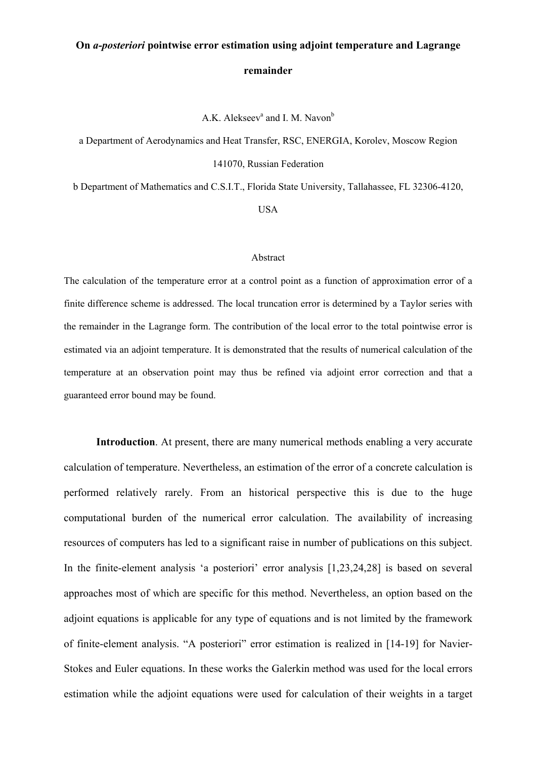# On *a-posteriori* pointwise error estimation using adjoint temperature and Lagrange remainder

A.K. Alekseev[a] and I. M. Navon[b]

a Department of Aerodynamics and Heat Transfer, RSC, ENERGIA, Korolev, Moscow Region 141070, Russian Federation

b Department of Mathematics and C.S.I.T., Florida State University, Tallahassee, FL 32306-4120, USA

## Abstract

The calculation of the temperature error at a control point as a function of approximation error of a finite difference scheme is addressed. The local truncation error is determined by a Taylor series with the remainder in the Lagrange form. The contribution of the local error to the total pointwise error is estimated via an adjoint temperature. It is demonstrated that the results of numerical calculation of the temperature at an observation point may thus be refined via adjoint error correction and that a guaranteed error bound may be found.

**Introduction**. At present, there are many numerical methods enabling a very accurate calculation of temperature. Nevertheless, an estimation of the error of a concrete calculation is performed relatively rarely. From an historical perspective this is due to the huge computational burden of the numerical error calculation. The availability of increasing resources of computers has led to a significant raise in number of publications on this subject. In the finite-element analysis 'a posteriori' error analysis [1,23,24,28] is based on several approaches most of which are specific for this method. Nevertheless, an option based on the adjoint equations is applicable for any type of equations and is not limited by the framework of finite-element analysis. "A posteriori" error estimation is realized in [14-19] for Navier-Stokes and Euler equations. In these works the Galerkin method was used for the local errors estimation while the adjoint equations were used for calculation of their weights in a target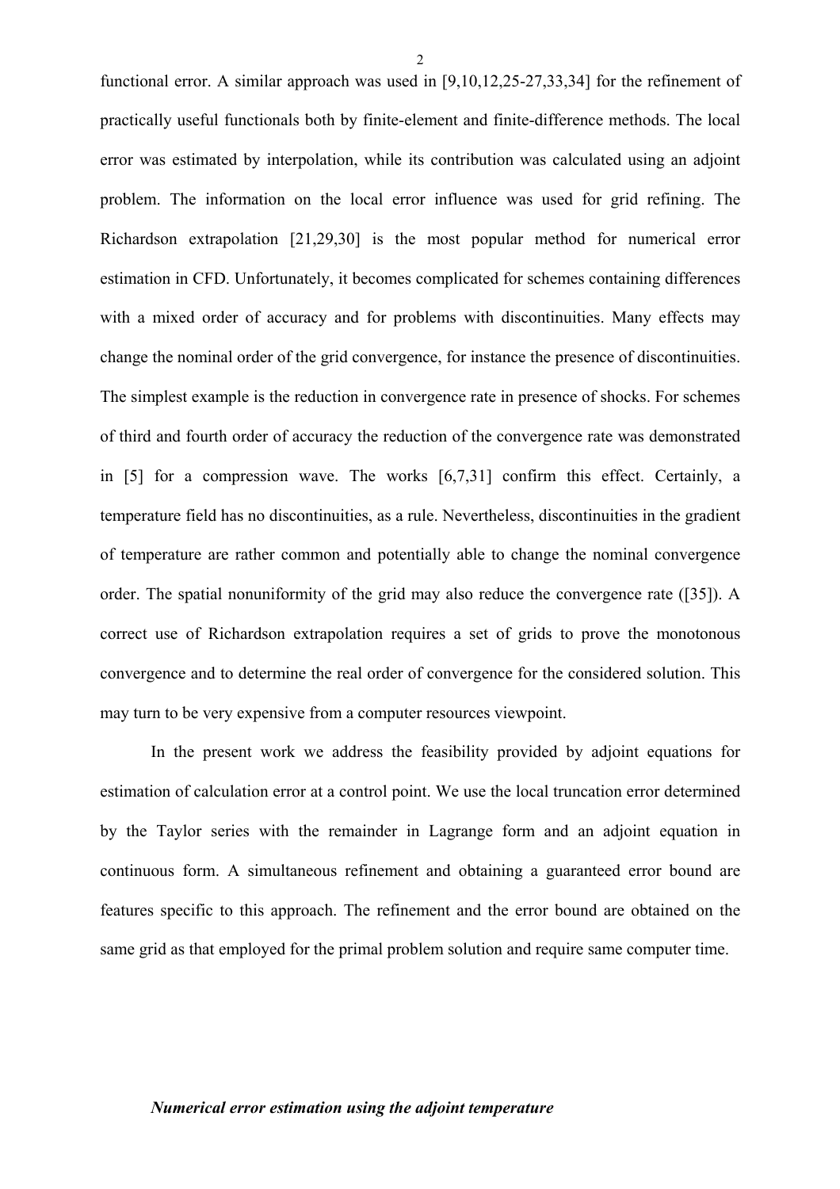functional error. A similar approach was used in [9,10,12,25-27,33,34] for the refinement of practically useful functionals both by finite-element and finite-difference methods. The local error was estimated by interpolation, while its contribution was calculated using an adjoint problem. The information on the local error influence was used for grid refining. The Richardson extrapolation [21,29,30] is the most popular method for numerical error estimation in CFD. Unfortunately, it becomes complicated for schemes containing differences with a mixed order of accuracy and for problems with discontinuities. Many effects may change the nominal order of the grid convergence, for instance the presence of discontinuities. The simplest example is the reduction in convergence rate in presence of shocks. For schemes of third and fourth order of accuracy the reduction of the convergence rate was demonstrated in [5] for a compression wave. The works [6,7,31] confirm this effect. Certainly, a temperature field has no discontinuities, as a rule. Nevertheless, discontinuities in the gradient of temperature are rather common and potentially able to change the nominal convergence order. The spatial nonuniformity of the grid may also reduce the convergence rate ([35]). A correct use of Richardson extrapolation requires a set of grids to prove the monotonous convergence and to determine the real order of convergence for the considered solution. This may turn to be very expensive from a computer resources viewpoint.

In the present work we address the feasibility provided by adjoint equations for estimation of calculation error at a control point. We use the local truncation error determined by the Taylor series with the remainder in Lagrange form and an adjoint equation in continuous form. A simultaneous refinement and obtaining a guaranteed error bound are features specific to this approach. The refinement and the error bound are obtained on the same grid as that employed for the primal problem solution and require same computer time.

### *Numerical error estimation using the adjoint temperature*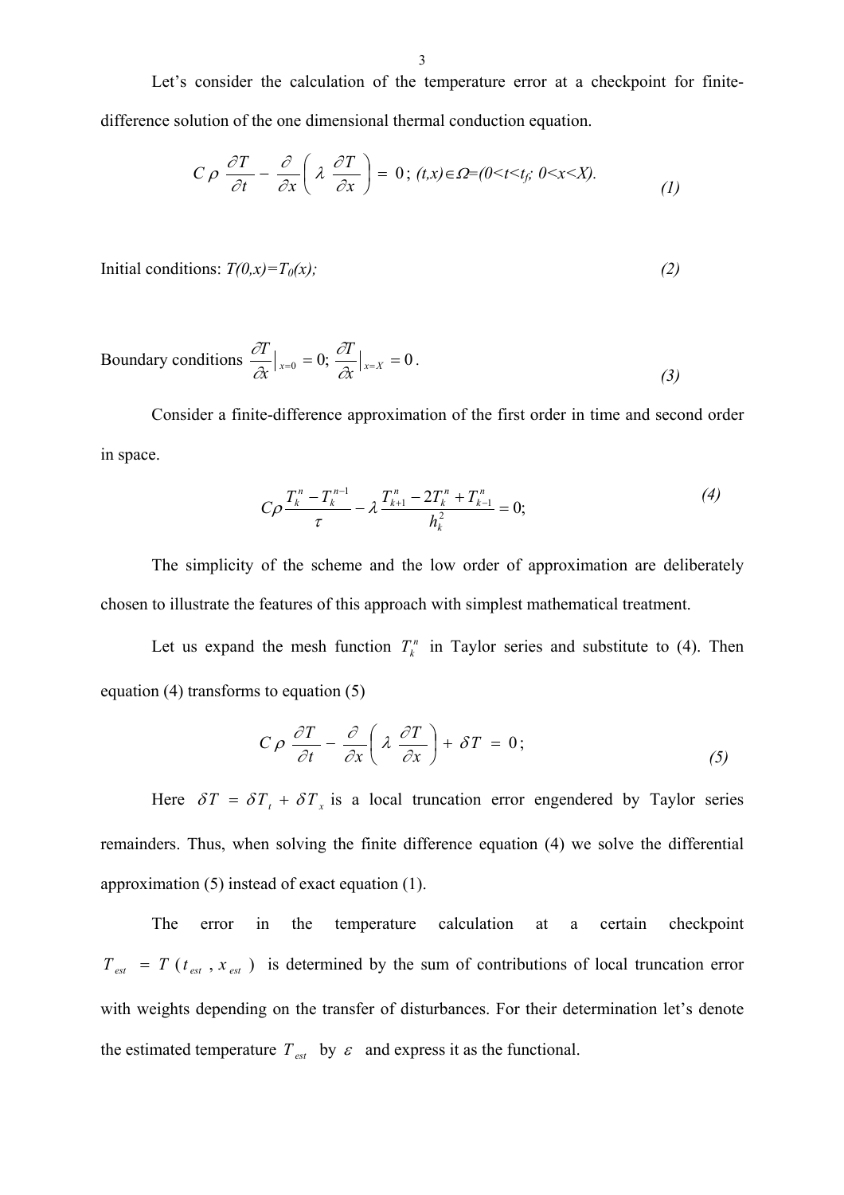Let's consider the calculation of the temperature error at a checkpoint for finite-difference solution of the one dimensional thermal conduction equation.

$$C\rho\frac{\partial T}{\partial t} - \frac{\partial}{\partial x}\left(\lambda\frac{\partial T}{\partial x}\right) = 0;\ (t,x)\in\Omega=(0<t<t_f;\ 0<x<X). \tag{1}$$

Initial conditions: $T(0,x)=T_0(x);$ *(2)*

Boundary conditions $\frac{\partial T}{\partial x}\Big|_{x=0} = 0;\ \frac{\partial T}{\partial x}\Big|_{x=X} = 0.$ *(3)*

Consider a finite-difference approximation of the first order in time and second order in space.

$$C\rho\frac{T_k^n - T_k^{n-1}}{\tau} - \lambda\frac{T_{k+1}^n - 2T_k^n + T_{k-1}^n}{h_k^2} = 0; \tag{4}$$

The simplicity of the scheme and the low order of approximation are deliberately chosen to illustrate the features of this approach with simplest mathematical treatment.

Let us expand the mesh function $T_k^n$ in Taylor series and substitute to (4). Then equation (4) transforms to equation (5)

$$C\rho\frac{\partial T}{\partial t} - \frac{\partial}{\partial x}\left(\lambda\frac{\partial T}{\partial x}\right) + \delta T = 0; \tag{5}$$

Here $\delta T = \delta T_t + \delta T_x$ is a local truncation error engendered by Taylor series remainders. Thus, when solving the finite difference equation (4) we solve the differential approximation (5) instead of exact equation (1).

The error in the temperature calculation at a certain checkpoint $T_{est} = T(t_{est}, x_{est})$ is determined by the sum of contributions of local truncation error with weights depending on the transfer of disturbances. For their determination let's denote the estimated temperature $T_{est}$ by $\varepsilon$ and express it as the functional.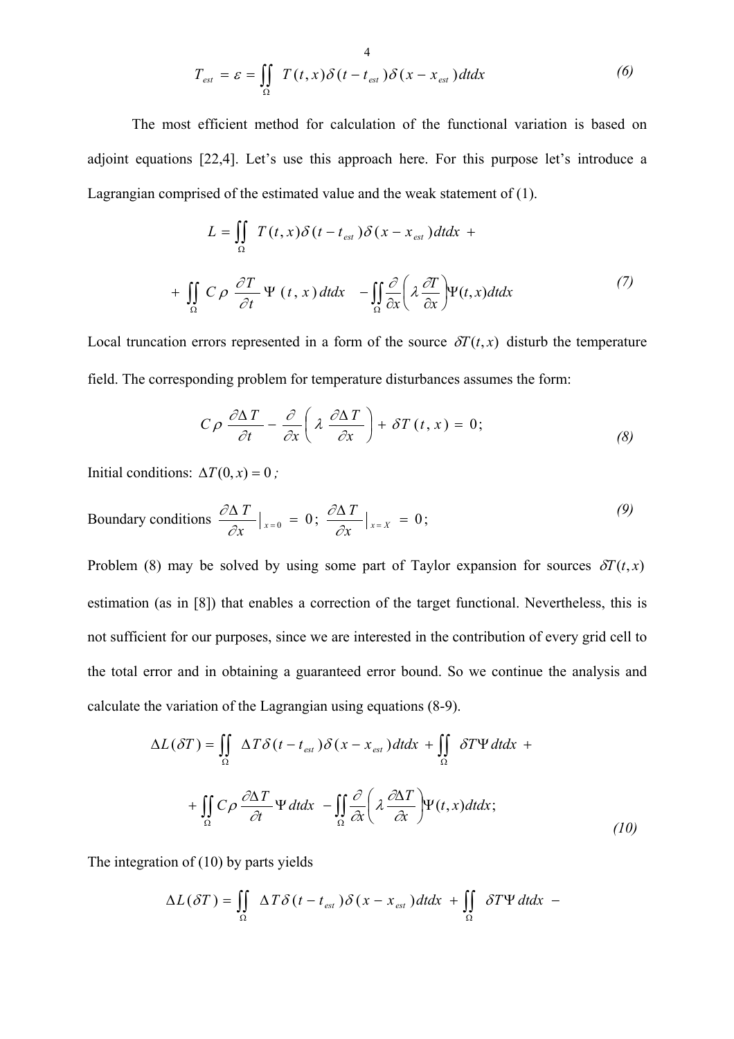$$T_{est} = \varepsilon = \iint_{\Omega} T(t,x)\delta(t - t_{est})\delta(x - x_{est})dtdx \tag{6}$$

The most efficient method for calculation of the functional variation is based on adjoint equations [22,4]. Let's use this approach here. For this purpose let's introduce a Lagrangian comprised of the estimated value and the weak statement of (1).

$$L = \iint_{\Omega} T(t,x)\delta(t - t_{est})\delta(x - x_{est})dtdx + \iint_{\Omega} C\rho \frac{\partial T}{\partial t}\Psi(t,x)dtdx - \iint_{\Omega} \frac{\partial}{\partial x}\left(\lambda \frac{\partial T}{\partial x}\right)\Psi(t,x)dtdx \tag{7}$$

Local truncation errors represented in a form of the source $\delta T(t,x)$ disturb the temperature field. The corresponding problem for temperature disturbances assumes the form:

$$C\rho \frac{\partial \Delta T}{\partial t} - \frac{\partial}{\partial x}\left(\lambda \frac{\partial \Delta T}{\partial x}\right) + \delta T(t,x) = 0; \tag{8}$$

Initial conditions: $\Delta T(0,x) = 0$;

Boundary conditions $\frac{\partial \Delta T}{\partial x}\Big|_{x=0} = 0$; $\frac{\partial \Delta T}{\partial x}\Big|_{x=X} = 0$; *(9)*

Problem (8) may be solved by using some part of Taylor expansion for sources $\delta T(t,x)$ estimation (as in [8]) that enables a correction of the target functional. Nevertheless, this is not sufficient for our purposes, since we are interested in the contribution of every grid cell to the total error and in obtaining a guaranteed error bound. So we continue the analysis and calculate the variation of the Lagrangian using equations (8-9).

$$\Delta L(\delta T) = \iint_{\Omega} \Delta T\delta(t - t_{est})\delta(x - x_{est})dtdx + \iint_{\Omega} \delta T\Psi\, dtdx + \iint_{\Omega} C\rho \frac{\partial \Delta T}{\partial t}\Psi\, dtdx - \iint_{\Omega} \frac{\partial}{\partial x}\left(\lambda \frac{\partial \Delta T}{\partial x}\right)\Psi(t,x)dtdx; \tag{10}$$

The integration of (10) by parts yields

$$\Delta L(\delta T) = \iint_{\Omega} \Delta T\delta(t - t_{est})\delta(x - x_{est})dtdx + \iint_{\Omega} \delta T\Psi\, dtdx -$$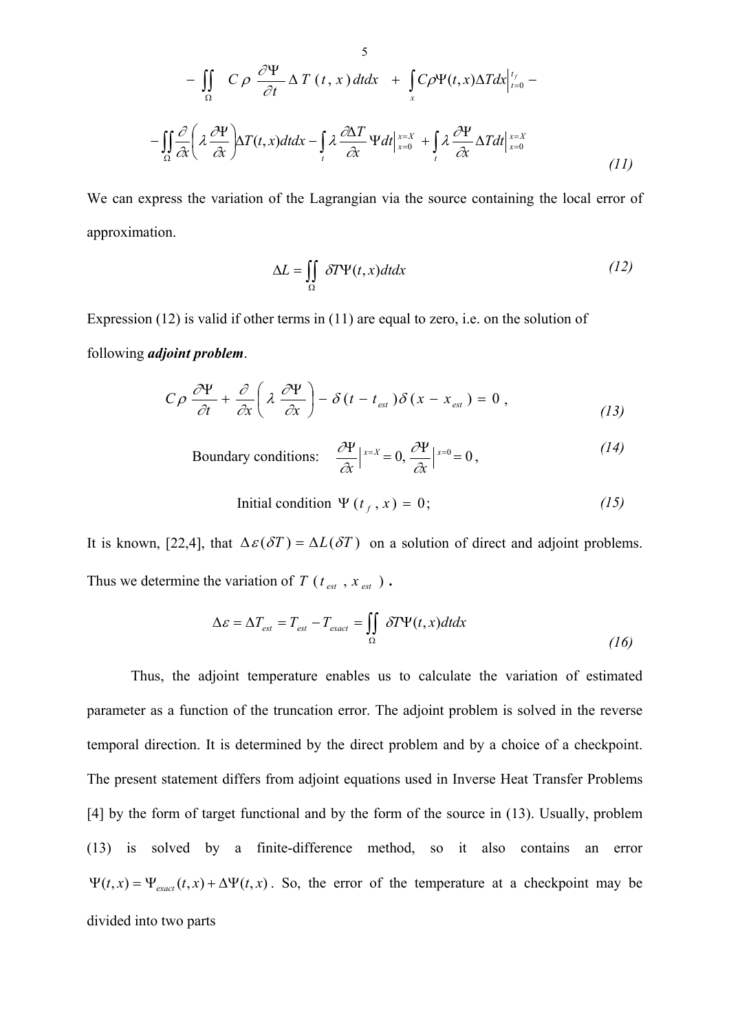$$
-\iint_{\Omega} C\rho \frac{\partial \Psi}{\partial t} \Delta T(t,x)\,dtdx + \int_{x} C\rho \Psi(t,x)\Delta T dx \Big|_{t=0}^{t_f} -
$$

$$
-\iint_{\Omega} \frac{\partial}{\partial x}\left(\lambda \frac{\partial \Psi}{\partial x}\right)\Delta T(t,x)\,dtdx - \int_{t} \lambda \frac{\partial \Delta T}{\partial x} \Psi dt \Big|_{x=0}^{x=X} + \int_{t} \lambda \frac{\partial \Psi}{\partial x} \Delta T dt \Big|_{x=0}^{x=X} \tag{11}
$$

We can express the variation of the Lagrangian via the source containing the local error of approximation.

$$
\Delta L = \iint_{\Omega} \delta T \Psi(t,x)\,dtdx \tag{12}
$$

Expression (12) is valid if other terms in (11) are equal to zero, i.e. on the solution of following ***adjoint problem***.

$$
C\rho \frac{\partial \Psi}{\partial t} + \frac{\partial}{\partial x}\left(\lambda \frac{\partial \Psi}{\partial x}\right) - \delta(t - t_{est})\delta(x - x_{est}) = 0\,, \tag{13}
$$

$$
\text{Boundary conditions:} \quad \frac{\partial \Psi}{\partial x}\Big|^{x=X} = 0,\ \frac{\partial \Psi}{\partial x}\Big|^{x=0} = 0\,, \tag{14}
$$

$$
\text{Initial condition } \Psi(t_f, x) = 0; \tag{15}
$$

It is known, [22,4], that $\Delta\varepsilon(\delta T) = \Delta L(\delta T)$ on a solution of direct and adjoint problems. Thus we determine the variation of $T\,(t_{est}\,, x_{est}\,)$ **.**

$$
\Delta\varepsilon = \Delta T_{est} = T_{est} - T_{exact} = \iint_{\Omega} \delta T \Psi(t,x)\,dtdx \tag{16}
$$

Thus, the adjoint temperature enables us to calculate the variation of estimated parameter as a function of the truncation error. The adjoint problem is solved in the reverse temporal direction. It is determined by the direct problem and by a choice of a checkpoint. The present statement differs from adjoint equations used in Inverse Heat Transfer Problems [4] by the form of target functional and by the form of the source in (13). Usually, problem (13) is solved by a finite-difference method, so it also contains an error $\Psi(t,x) = \Psi_{exact}(t,x) + \Delta\Psi(t,x)$. So, the error of the temperature at a checkpoint may be divided into two parts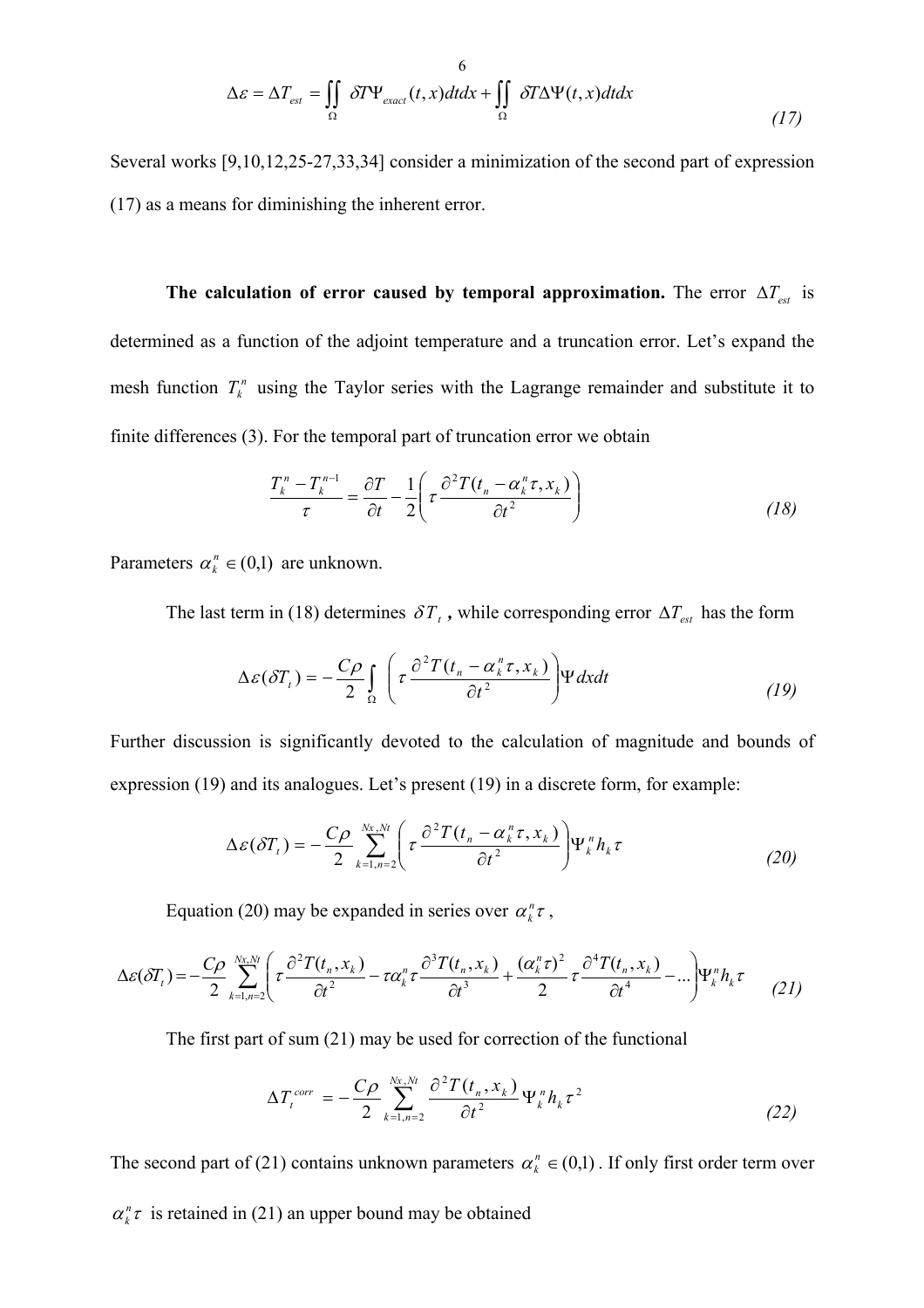$$\Delta \varepsilon = \Delta T_{est} = \iint\limits_{\Omega} \delta T \Psi_{exact}(t,x) dt dx + \iint\limits_{\Omega} \delta T \Delta \Psi(t,x) dt dx \tag{17}$$

Several works [9,10,12,25-27,33,34] consider a minimization of the second part of expression (17) as a means for diminishing the inherent error.

**The calculation of error caused by temporal approximation.** The error $\Delta T_{est}$ is determined as a function of the adjoint temperature and a truncation error. Let's expand the mesh function $T_k^n$ using the Taylor series with the Lagrange remainder and substitute it to finite differences (3). For the temporal part of truncation error we obtain

$$\frac{T_k^n - T_k^{n-1}}{\tau} = \frac{\partial T}{\partial t} - \frac{1}{2}\left( \tau \frac{\partial^2 T(t_n - \alpha_k^n \tau, x_k)}{\partial t^2} \right) \tag{18}$$

Parameters $\alpha_k^n \in (0,1)$ are unknown.

The last term in (18) determines $\delta T_t$ **,** while corresponding error $\Delta T_{est}$ has the form

$$\Delta \varepsilon(\delta T_t) = -\frac{C\rho}{2} \int\limits_{\Omega} \left( \tau \frac{\partial^2 T(t_n - \alpha_k^n \tau, x_k)}{\partial t^2} \right) \Psi \, dx dt \tag{19}$$

Further discussion is significantly devoted to the calculation of magnitude and bounds of expression (19) and its analogues. Let's present (19) in a discrete form, for example:

$$\Delta \varepsilon(\delta T_t) = -\frac{C\rho}{2} \sum_{k=1,n=2}^{Nx,Nt} \left( \tau \frac{\partial^2 T(t_n - \alpha_k^n \tau, x_k)}{\partial t^2} \right) \Psi_k^n h_k \tau \tag{20}$$

Equation (20) may be expanded in series over $\alpha_k^n \tau$,

$$\Delta \varepsilon(\delta T_t) = -\frac{C\rho}{2} \sum_{k=1,n=2}^{Nx,Nt} \left( \tau \frac{\partial^2 T(t_n, x_k)}{\partial t^2} - \tau \alpha_k^n \tau \frac{\partial^3 T(t_n, x_k)}{\partial t^3} + \frac{(\alpha_k^n \tau)^2}{2} \tau \frac{\partial^4 T(t_n, x_k)}{\partial t^4} - \ldots \right) \Psi_k^n h_k \tau \tag{21}$$

The first part of sum (21) may be used for correction of the functional

$$\Delta T_t^{corr} = -\frac{C\rho}{2} \sum_{k=1,n=2}^{Nx,Nt} \frac{\partial^2 T(t_n, x_k)}{\partial t^2} \Psi_k^n h_k \tau^2 \tag{22}$$

The second part of (21) contains unknown parameters $\alpha_k^n \in (0,1)$. If only first order term over $\alpha_k^n \tau$ is retained in (21) an upper bound may be obtained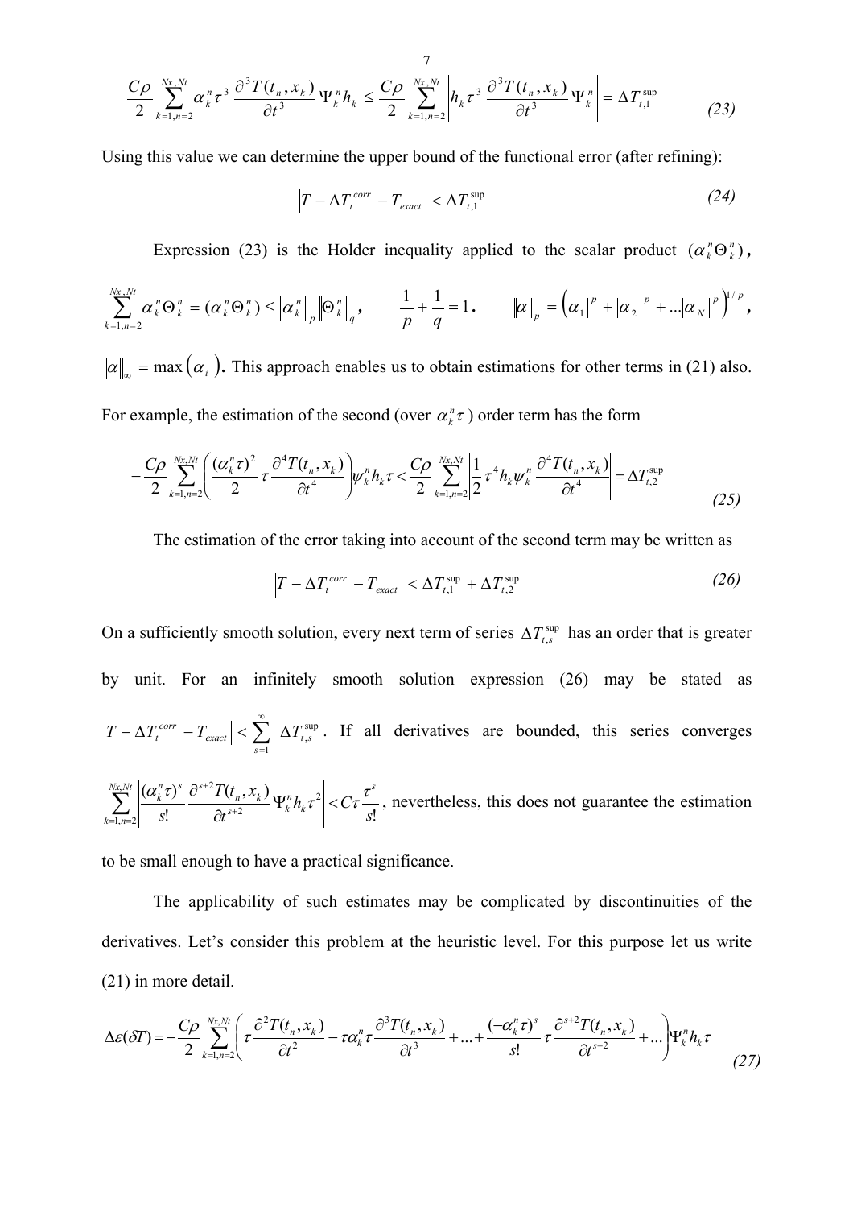$$\frac{C\rho}{2}\sum_{k=1,n=2}^{Nx,Nt}\alpha_k^n\tau^3\,\frac{\partial^3 T(t_n,x_k)}{\partial t^3}\,\Psi_k^n h_k \le \frac{C\rho}{2}\sum_{k=1,n=2}^{Nx,Nt}\left|h_k\tau^3\,\frac{\partial^3 T(t_n,x_k)}{\partial t^3}\,\Psi_k^n\right| = \Delta T_{t,1}^{\sup} \qquad (23)$$

Using this value we can determine the upper bound of the functional error (after refining):

$$\left|T-\Delta T_t^{corr}-T_{exact}\right| < \Delta T_{t,1}^{\sup} \qquad (24)$$

Expression (23) is the Holder inequality applied to the scalar product $(\alpha_k^n\Theta_k^n)$,

$\sum_{k=1,n=2}^{Nx,Nt}\alpha_k^n\Theta_k^n = (\alpha_k^n\Theta_k^n) \le \left\|\alpha_k^n\right\|_p\left\|\Theta_k^n\right\|_q$, $\quad \frac{1}{p}+\frac{1}{q}=1$. $\quad \left\|\alpha\right\|_p = \left(\left|\alpha_1\right|^p+\left|\alpha_2\right|^p+...\left|\alpha_N\right|^p\right)^{1/p}$,

$\left\|\alpha\right\|_\infty = \max\left(\left|\alpha_i\right|\right)$. This approach enables us to obtain estimations for other terms in (21) also. For example, the estimation of the second (over $\alpha_k^n\tau$) order term has the form

$$-\frac{C\rho}{2}\sum_{k=1,n=2}^{Nx,Nt}\left(\frac{(\alpha_k^n\tau)^2}{2}\,\tau\frac{\partial^4 T(t_n,x_k)}{\partial t^4}\right)\psi_k^n h_k\tau < \frac{C\rho}{2}\sum_{k=1,n=2}^{Nx,Nt}\left|\frac{1}{2}\tau^4 h_k\psi_k^n\frac{\partial^4 T(t_n,x_k)}{\partial t^4}\right| = \Delta T_{t,2}^{\sup} \qquad (25)$$

The estimation of the error taking into account of the second term may be written as

$$\left|T-\Delta T_t^{corr}-T_{exact}\right| < \Delta T_{t,1}^{\sup}+\Delta T_{t,2}^{\sup} \qquad (26)$$

On a sufficiently smooth solution, every next term of series $\Delta T_{t,s}^{\sup}$ has an order that is greater by unit. For an infinitely smooth solution expression (26) may be stated as $\left|T-\Delta T_t^{corr}-T_{exact}\right| < \sum_{s=1}^{\infty}\Delta T_{t,s}^{\sup}$. If all derivatives are bounded, this series converges $\sum_{k=1,n=2}^{Nx,Nt}\left|\frac{(\alpha_k^n\tau)^s}{s!}\,\frac{\partial^{s+2}T(t_n,x_k)}{\partial t^{s+2}}\Psi_k^n h_k\tau^2\right| < C\tau\frac{\tau^s}{s!}$, nevertheless, this does not guarantee the estimation to be small enough to have a practical significance.

The applicability of such estimates may be complicated by discontinuities of the derivatives. Let's consider this problem at the heuristic level. For this purpose let us write (21) in more detail.

$$\Delta\varepsilon(\delta T) = -\frac{C\rho}{2}\sum_{k=1,n=2}^{Nx,Nt}\left(\tau\frac{\partial^2 T(t_n,x_k)}{\partial t^2}-\tau\alpha_k^n\tau\frac{\partial^3 T(t_n,x_k)}{\partial t^3}+...+\frac{(-\alpha_k^n\tau)^s}{s!}\,\tau\frac{\partial^{s+2}T(t_n,x_k)}{\partial t^{s+2}}+...\right)\Psi_k^n h_k\tau \qquad (27)$$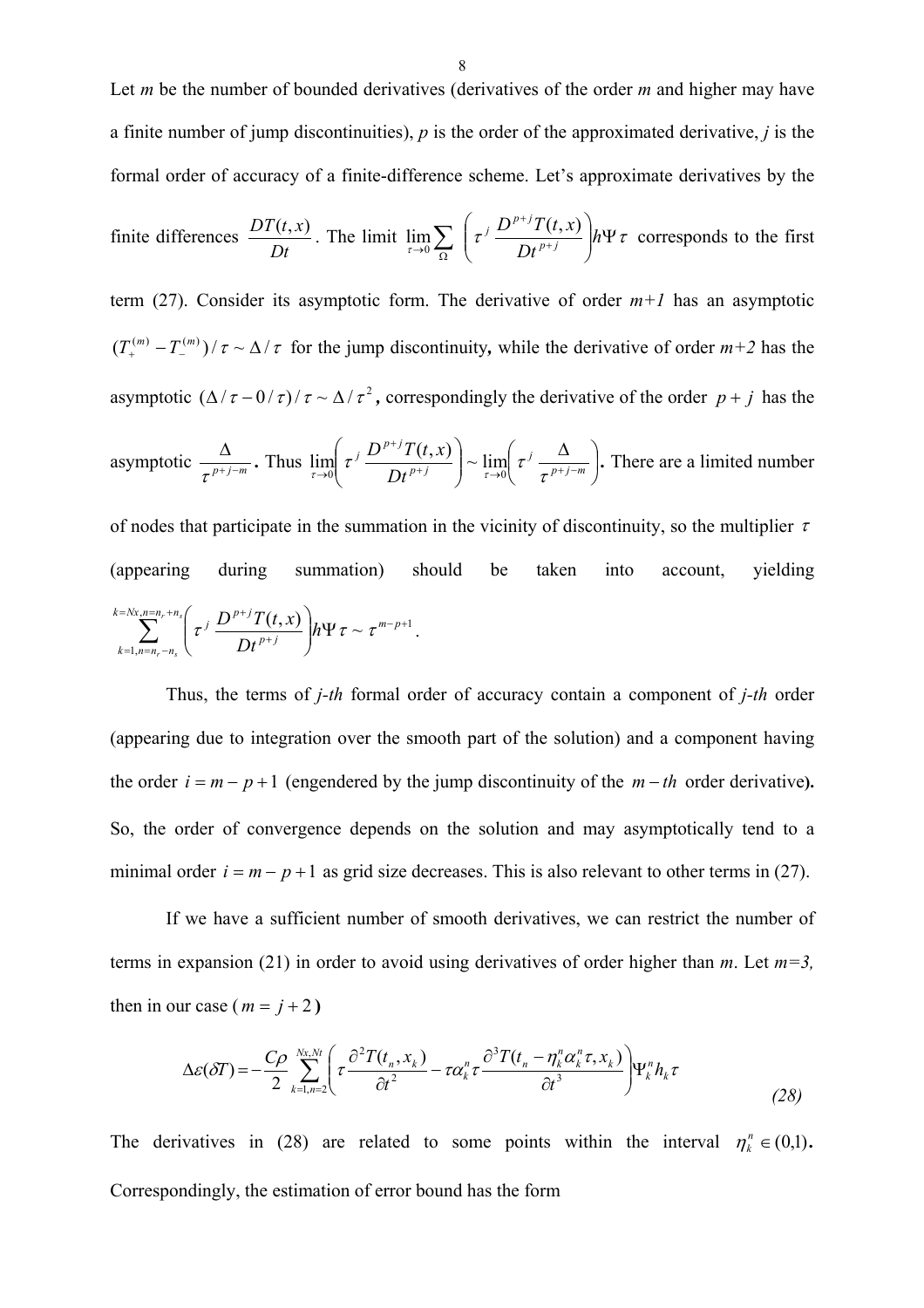Let *m* be the number of bounded derivatives (derivatives of the order *m* and higher may have a finite number of jump discontinuities), *p* is the order of the approximated derivative, *j* is the formal order of accuracy of a finite-difference scheme. Let's approximate derivatives by the finite differences $\frac{DT(t,x)}{Dt}$. The limit $\lim_{\tau \to 0} \sum_{\Omega} \left( \tau^j \frac{D^{p+j}T(t,x)}{Dt^{p+j}} \right) h \Psi \tau$ corresponds to the first term (27). Consider its asymptotic form. The derivative of order *m+1* has an asymptotic $(T_+^{(m)} - T_-^{(m)})/\tau \sim \Delta/\tau$ for the jump discontinuity**,** while the derivative of order *m+2* has the asymptotic $(\Delta/\tau - 0/\tau)/\tau \sim \Delta/\tau^2$**,** correspondingly the derivative of the order $p+j$ has the asymptotic $\frac{\Delta}{\tau^{p+j-m}}$**.** Thus $\lim_{\tau \to 0} \left( \tau^j \frac{D^{p+j}T(t,x)}{Dt^{p+j}} \right) \sim \lim_{\tau \to 0} \left( \tau^j \frac{\Delta}{\tau^{p+j-m}} \right)$**.** There are a limited number of nodes that participate in the summation in the vicinity of discontinuity, so the multiplier $\tau$ (appearing during summation) should be taken into account, yielding $\sum_{k=1, n=n_r-n_s}^{k=Nx, n=n_r+n_s} \left( \tau^j \frac{D^{p+j}T(t,x)}{Dt^{p+j}} \right) h \Psi \tau \sim \tau^{m-p+1}$.

Thus, the terms of *j-th* formal order of accuracy contain a component of *j-th* order (appearing due to integration over the smooth part of the solution) and a component having the order $i = m - p + 1$ (engendered by the jump discontinuity of the $m-th$ order derivative**).** So, the order of convergence depends on the solution and may asymptotically tend to a minimal order $i = m - p + 1$ as grid size decreases. This is also relevant to other terms in (27).

If we have a sufficient number of smooth derivatives, we can restrict the number of terms in expansion (21) in order to avoid using derivatives of order higher than *m*. Let *m=3,* then in our case ($m = j + 2$**)**

$$\Delta\varepsilon(\delta T) = -\frac{C\rho}{2} \sum_{k=1, n=2}^{Nx, Nt} \left( \tau \frac{\partial^2 T(t_n, x_k)}{\partial t^2} - \tau \alpha_k^n \tau \frac{\partial^3 T(t_n - \eta_k^n \alpha_k^n \tau, x_k)}{\partial t^3} \right) \Psi_k^n h_k \tau \tag{28}$$

The derivatives in (28) are related to some points within the interval $\eta_k^n \in (0,1)$**.** Correspondingly, the estimation of error bound has the form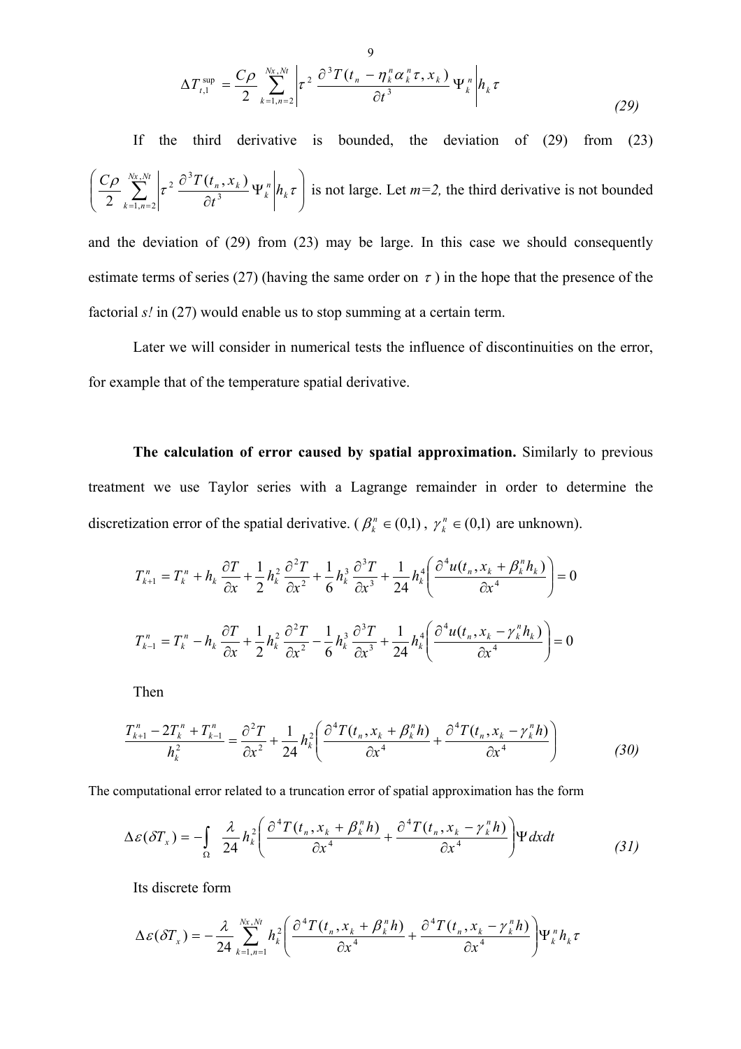$$\Delta T_{t,1}^{\sup} = \frac{C\rho}{2} \sum_{k=1,n=2}^{Nx,Nt} \left| \tau^2 \frac{\partial^3 T(t_n - \eta_k^n \alpha_k^n \tau, x_k)}{\partial t^3} \Psi_k^n \right| h_k \tau \tag{29}$$

If the third derivative is bounded, the deviation of (29) from (23) $\left( \frac{C\rho}{2} \sum_{k=1,n=2}^{Nx,Nt} \left| \tau^2 \frac{\partial^3 T(t_n, x_k)}{\partial t^3} \Psi_k^n \right| h_k \tau \right)$ is not large. Let *m=2,* the third derivative is not bounded and the deviation of (29) from (23) may be large. In this case we should consequently estimate terms of series (27) (having the same order on $\tau$) in the hope that the presence of the factorial *s!* in (27) would enable us to stop summing at a certain term.

Later we will consider in numerical tests the influence of discontinuities on the error, for example that of the temperature spatial derivative.

**The calculation of error caused by spatial approximation.** Similarly to previous treatment we use Taylor series with a Lagrange remainder in order to determine the discretization error of the spatial derivative. ($\beta_k^n \in (0,1)$, $\gamma_k^n \in (0,1)$ are unknown).

$$T_{k+1}^n = T_k^n + h_k \frac{\partial T}{\partial x} + \frac{1}{2} h_k^2 \frac{\partial^2 T}{\partial x^2} + \frac{1}{6} h_k^3 \frac{\partial^3 T}{\partial x^3} + \frac{1}{24} h_k^4 \left( \frac{\partial^4 u(t_n, x_k + \beta_k^n h_k)}{\partial x^4} \right) = 0$$

$$T_{k-1}^n = T_k^n - h_k \frac{\partial T}{\partial x} + \frac{1}{2} h_k^2 \frac{\partial^2 T}{\partial x^2} - \frac{1}{6} h_k^3 \frac{\partial^3 T}{\partial x^3} + \frac{1}{24} h_k^4 \left( \frac{\partial^4 u(t_n, x_k - \gamma_k^n h_k)}{\partial x^4} \right) = 0$$

Then

$$\frac{T_{k+1}^n - 2T_k^n + T_{k-1}^n}{h_k^2} = \frac{\partial^2 T}{\partial x^2} + \frac{1}{24} h_k^2 \left( \frac{\partial^4 T(t_n, x_k + \beta_k^n h)}{\partial x^4} + \frac{\partial^4 T(t_n, x_k - \gamma_k^n h)}{\partial x^4} \right) \tag{30}$$

The computational error related to a truncation error of spatial approximation has the form

$$\Delta\varepsilon(\delta T_x) = -\int_{\Omega} \frac{\lambda}{24} h_k^2 \left( \frac{\partial^4 T(t_n, x_k + \beta_k^n h)}{\partial x^4} + \frac{\partial^4 T(t_n, x_k - \gamma_k^n h)}{\partial x^4} \right) \Psi dx dt \tag{31}$$

Its discrete form

$$\Delta\varepsilon(\delta T_x) = -\frac{\lambda}{24} \sum_{k=1,n=1}^{Nx,Nt} h_k^2 \left( \frac{\partial^4 T(t_n, x_k + \beta_k^n h)}{\partial x^4} + \frac{\partial^4 T(t_n, x_k - \gamma_k^n h)}{\partial x^4} \right) \Psi_k^n h_k \tau$$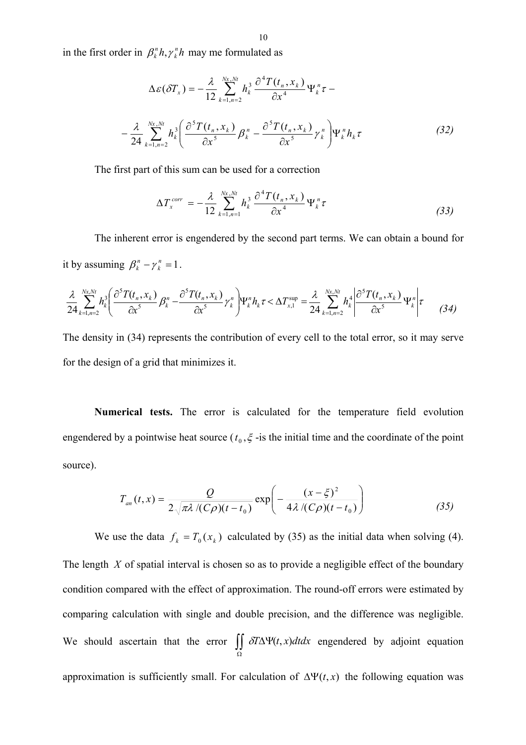in the first order in $\beta_k^n h, \gamma_k^n h$ may me formulated as

$$\Delta\varepsilon(\delta T_x) = -\frac{\lambda}{12}\sum_{k=1,n=2}^{Nx,Nt} h_k^3 \frac{\partial^4 T(t_n, x_k)}{\partial x^4}\Psi_k^n \tau -$$

$$-\frac{\lambda}{24}\sum_{k=1,n=2}^{Nx,Nt} h_k^3 \left( \frac{\partial^5 T(t_n, x_k)}{\partial x^5}\beta_k^n - \frac{\partial^5 T(t_n, x_k)}{\partial x^5}\gamma_k^n \right)\Psi_k^n h_k \tau \tag{32}$$

The first part of this sum can be used for a correction

$$\Delta T_x^{corr} = -\frac{\lambda}{12}\sum_{k=1,n=1}^{Nx,Nt} h_k^3 \frac{\partial^4 T(t_n, x_k)}{\partial x^4}\Psi_k^n \tau \tag{33}$$

The inherent error is engendered by the second part terms. We can obtain a bound for it by assuming $\beta_k^n - \gamma_k^n = 1$.

$$\frac{\lambda}{24}\sum_{k=1,n=2}^{Nx,Nt} h_k^3 \left( \frac{\partial^5 T(t_n, x_k)}{\partial x^5}\beta_k^n - \frac{\partial^5 T(t_n, x_k)}{\partial x^5}\gamma_k^n \right)\Psi_k^n h_k \tau < \Delta T_{x,1}^{\sup} = \frac{\lambda}{24}\sum_{k=1,n=2}^{Nx,Nt} h_k^4 \left| \frac{\partial^5 T(t_n, x_k)}{\partial x^5}\Psi_k^n \right| \tau \tag{34}$$

The density in (34) represents the contribution of every cell to the total error, so it may serve for the design of a grid that minimizes it.

**Numerical tests.** The error is calculated for the temperature field evolution engendered by a pointwise heat source ($t_0, \xi$ -is the initial time and the coordinate of the point source).

$$T_{an}(t,x) = \frac{Q}{2\sqrt{\pi\lambda/(C\rho)(t-t_0)}}\exp\left( -\frac{(x-\xi)^2}{4\lambda/(C\rho)(t-t_0)} \right) \tag{35}$$

We use the data $f_k = T_0(x_k)$ calculated by (35) as the initial data when solving (4). The length $X$ of spatial interval is chosen so as to provide a negligible effect of the boundary condition compared with the effect of approximation. The round-off errors were estimated by comparing calculation with single and double precision, and the difference was negligible. We should ascertain that the error $\iint_{\Omega} \delta T \Delta\Psi(t,x) dt dx$ engendered by adjoint equation approximation is sufficiently small. For calculation of $\Delta\Psi(t,x)$ the following equation was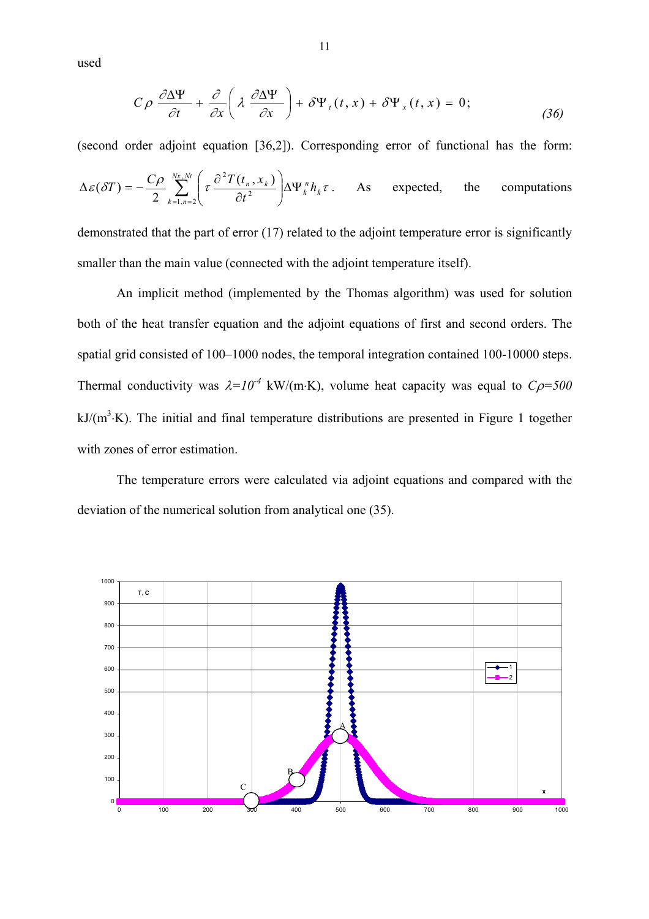used

$$C\rho\,\frac{\partial \Delta\Psi}{\partial t} + \frac{\partial}{\partial x}\left(\lambda\,\frac{\partial \Delta\Psi}{\partial x}\right) + \delta\Psi_t(t,x) + \delta\Psi_x(t,x) = 0; \tag{36}$$

(second order adjoint equation [36,2]). Corresponding error of functional has the form: $\Delta\varepsilon(\delta T) = -\frac{C\rho}{2}\sum_{k=1,n=2}^{Nx,Nt}\left(\tau\,\frac{\partial^2 T(t_n,x_k)}{\partial t^2}\right)\Delta\Psi_k^n h_k \tau$. As expected, the computations demonstrated that the part of error (17) related to the adjoint temperature error is significantly smaller than the main value (connected with the adjoint temperature itself).

An implicit method (implemented by the Thomas algorithm) was used for solution both of the heat transfer equation and the adjoint equations of first and second orders. The spatial grid consisted of 100–1000 nodes, the temporal integration contained 100-10000 steps. Thermal conductivity was $\lambda=10^{-4}$ kW/(m·K), volume heat capacity was equal to $C\rho=500$ kJ/(m$^3$·K). The initial and final temperature distributions are presented in Figure 1 together with zones of error estimation.

The temperature errors were calculated via adjoint equations and compared with the deviation of the numerical solution from analytical one (35).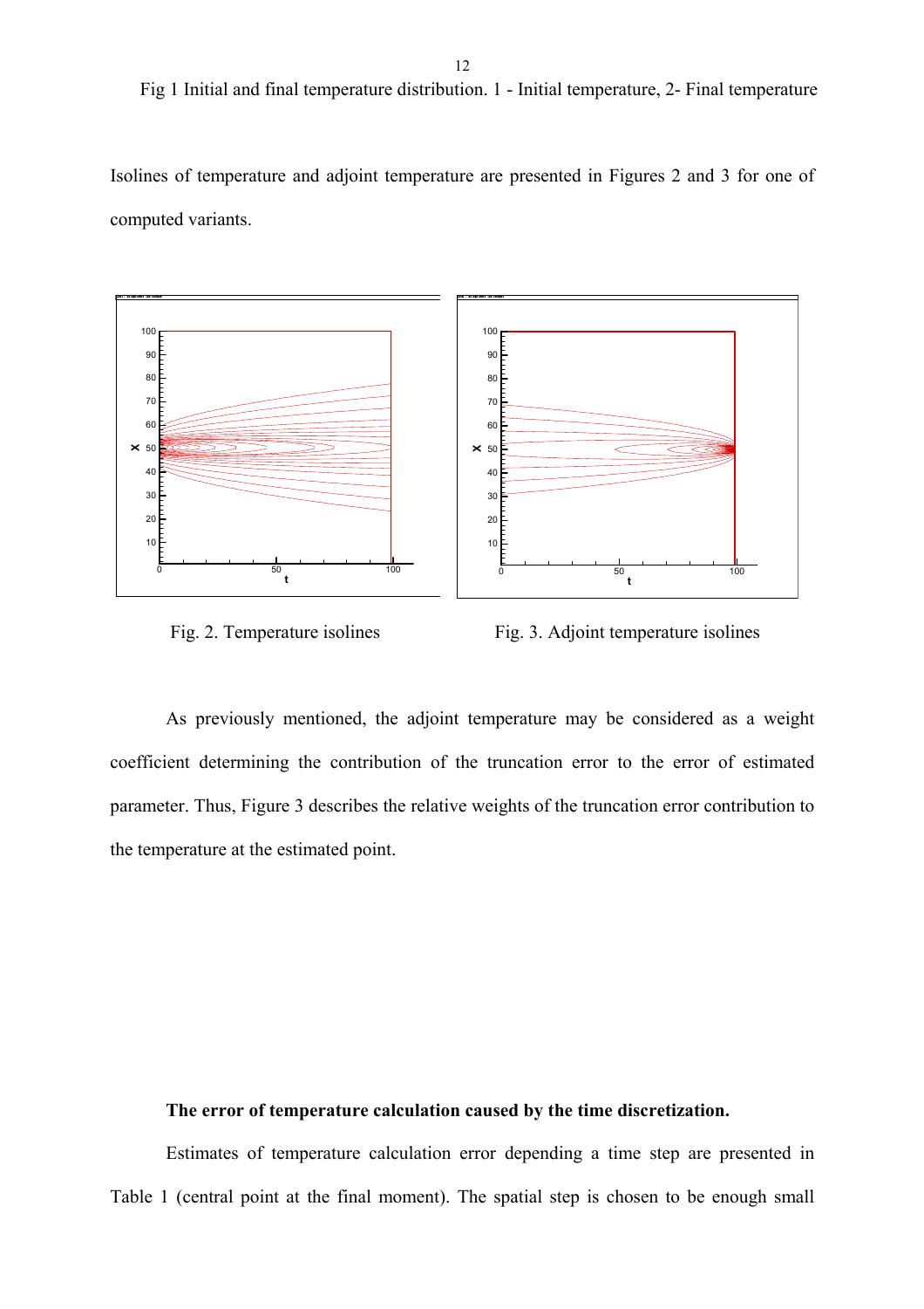Fig 1 Initial and final temperature distribution. 1 - Initial temperature, 2- Final temperature

Isolines of temperature and adjoint temperature are presented in Figures 2 and 3 for one of computed variants.

Fig. 2. Temperature isolines

Fig. 3. Adjoint temperature isolines

As previously mentioned, the adjoint temperature may be considered as a weight coefficient determining the contribution of the truncation error to the error of estimated parameter. Thus, Figure 3 describes the relative weights of the truncation error contribution to the temperature at the estimated point.

**The error of temperature calculation caused by the time discretization.**

Estimates of temperature calculation error depending a time step are presented in Table 1 (central point at the final moment). The spatial step is chosen to be enough small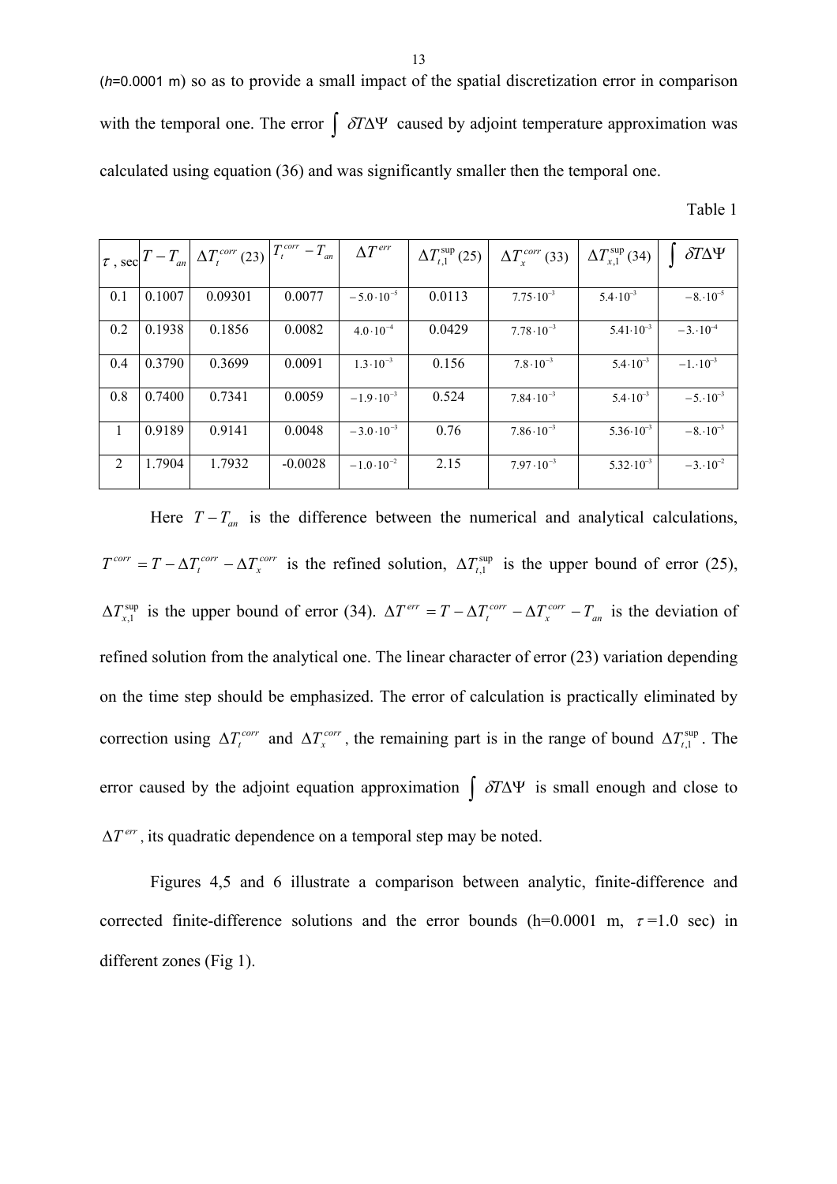($h$=0.0001 m) so as to provide a small impact of the spatial discretization error in comparison with the temporal one. The error $\int \delta T \Delta \Psi$ caused by adjoint temperature approximation was calculated using equation (36) and was significantly smaller then the temporal one.

Table 1

| $\tau$, sec | $T - T_{an}$ | $\Delta T_t^{corr}$ (23) | $T_t^{corr} - T_{an}$ | $\Delta T^{err}$ | $\Delta T_{t,1}^{\sup}$ (25) | $\Delta T_x^{corr}$ (33) | $\Delta T_{x,1}^{\sup}$ (34) | $\int \delta T \Delta \Psi$ |
|---|---|---|---|---|---|---|---|---|
| 0.1 | 0.1007 | 0.09301 | 0.0077 | $-5.0 \cdot 10^{-5}$ | 0.0113 | $7.75 \cdot 10^{-3}$ | $5.4 \cdot 10^{-3}$ | $-8. \cdot 10^{-5}$ |
| 0.2 | 0.1938 | 0.1856 | 0.0082 | $4.0 \cdot 10^{-4}$ | 0.0429 | $7.78 \cdot 10^{-3}$ | $5.41 \cdot 10^{-3}$ | $-3. \cdot 10^{-4}$ |
| 0.4 | 0.3790 | 0.3699 | 0.0091 | $1.3 \cdot 10^{-3}$ | 0.156 | $7.8 \cdot 10^{-3}$ | $5.4 \cdot 10^{-3}$ | $-1. \cdot 10^{-3}$ |
| 0.8 | 0.7400 | 0.7341 | 0.0059 | $-1.9 \cdot 10^{-3}$ | 0.524 | $7.84 \cdot 10^{-3}$ | $5.4 \cdot 10^{-3}$ | $-5. \cdot 10^{-3}$ |
| 1 | 0.9189 | 0.9141 | 0.0048 | $-3.0 \cdot 10^{-3}$ | 0.76 | $7.86 \cdot 10^{-3}$ | $5.36 \cdot 10^{-3}$ | $-8. \cdot 10^{-3}$ |
| 2 | 1.7904 | 1.7932 | -0.0028 | $-1.0 \cdot 10^{-2}$ | 2.15 | $7.97 \cdot 10^{-3}$ | $5.32 \cdot 10^{-3}$ | $-3. \cdot 10^{-2}$ |

Here $T - T_{an}$ is the difference between the numerical and analytical calculations, $T^{corr} = T - \Delta T_t^{corr} - \Delta T_x^{corr}$ is the refined solution, $\Delta T_{t,1}^{\sup}$ is the upper bound of error (25), $\Delta T_{x,1}^{\sup}$ is the upper bound of error (34). $\Delta T^{err} = T - \Delta T_t^{corr} - \Delta T_x^{corr} - T_{an}$ is the deviation of refined solution from the analytical one. The linear character of error (23) variation depending on the time step should be emphasized. The error of calculation is practically eliminated by correction using $\Delta T_t^{corr}$ and $\Delta T_x^{corr}$, the remaining part is in the range of bound $\Delta T_{t,1}^{\sup}$. The error caused by the adjoint equation approximation $\int \delta T \Delta \Psi$ is small enough and close to $\Delta T^{err}$, its quadratic dependence on a temporal step may be noted.

Figures 4,5 and 6 illustrate a comparison between analytic, finite-difference and corrected finite-difference solutions and the error bounds (h=0.0001 m, $\tau$=1.0 sec) in different zones (Fig 1).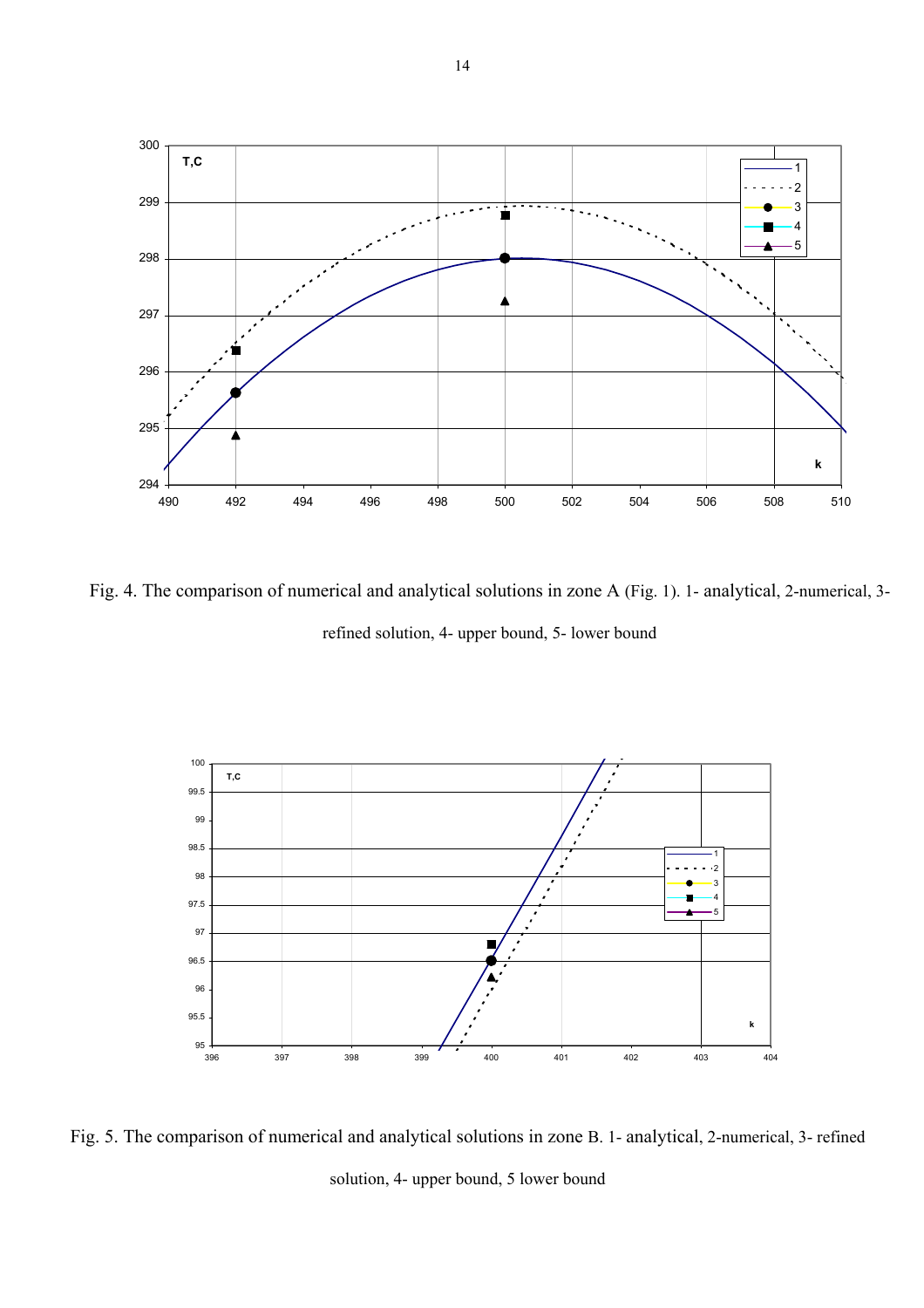Fig. 4. The comparison of numerical and analytical solutions in zone A (Fig. 1). 1- analytical, 2-numerical, 3- refined solution, 4- upper bound, 5- lower bound

Fig. 5. The comparison of numerical and analytical solutions in zone B. 1- analytical, 2-numerical, 3- refined solution, 4- upper bound, 5 lower bound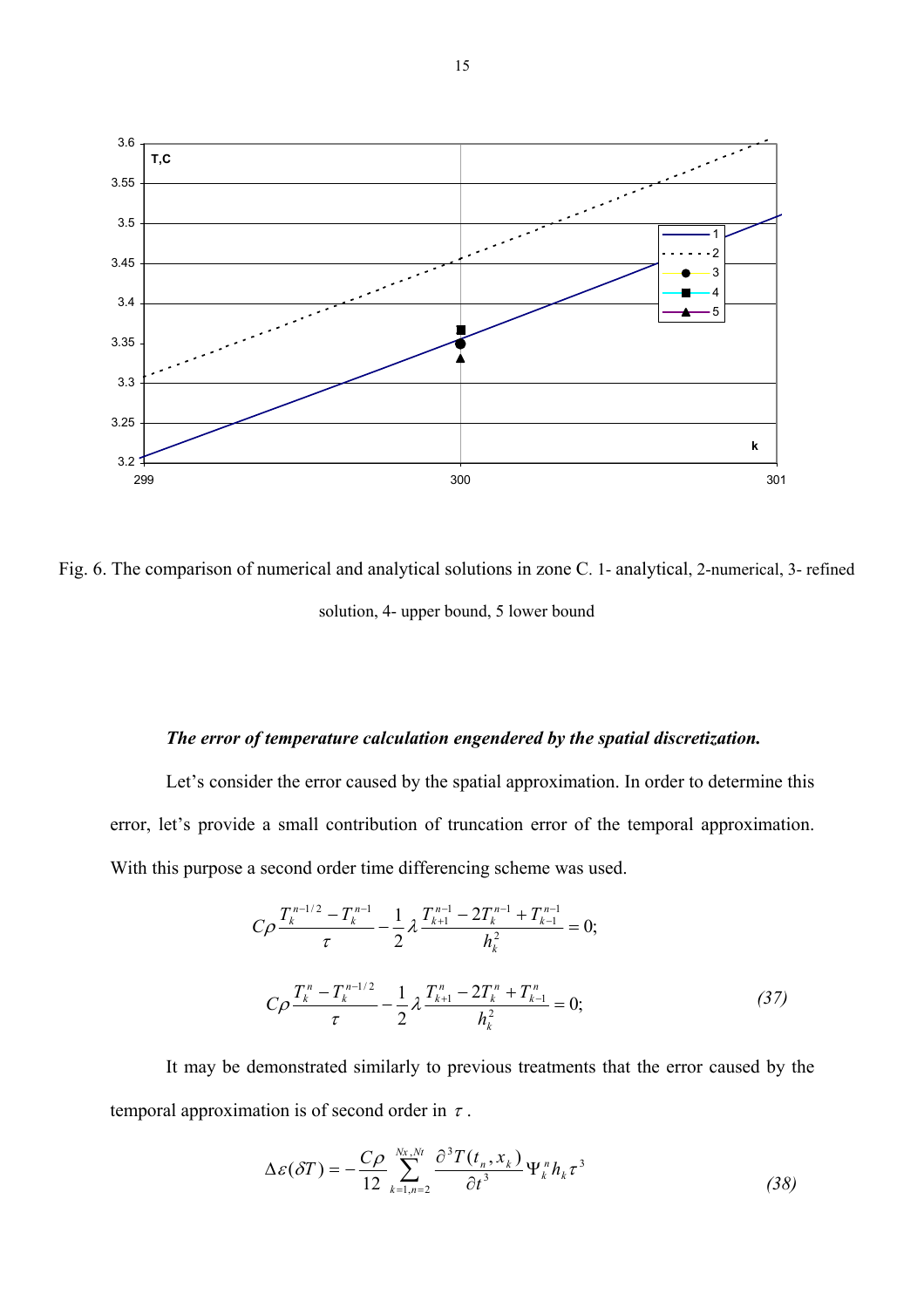Fig. 6. The comparison of numerical and analytical solutions in zone C. 1- analytical, 2-numerical, 3- refined solution, 4- upper bound, 5 lower bound

***The error of temperature calculation engendered by the spatial discretization.***

Let's consider the error caused by the spatial approximation. In order to determine this error, let's provide a small contribution of truncation error of the temporal approximation. With this purpose a second order time differencing scheme was used.

$$C\rho\frac{T_k^{n-1/2}-T_k^{n-1}}{\tau}-\frac{1}{2}\lambda\frac{T_{k+1}^{n-1}-2T_k^{n-1}+T_{k-1}^{n-1}}{h_k^2}=0;$$

$$C\rho\frac{T_k^{n}-T_k^{n-1/2}}{\tau}-\frac{1}{2}\lambda\frac{T_{k+1}^{n}-2T_k^{n}+T_{k-1}^{n}}{h_k^2}=0; \tag{37}$$

It may be demonstrated similarly to previous treatments that the error caused by the temporal approximation is of second order in $\tau$.

$$\Delta\varepsilon(\delta T)=-\frac{C\rho}{12}\sum_{k=1,n=2}^{Nx,Nt}\frac{\partial^3 T(t_n,x_k)}{\partial t^3}\Psi_k^n h_k\tau^3 \tag{38}$$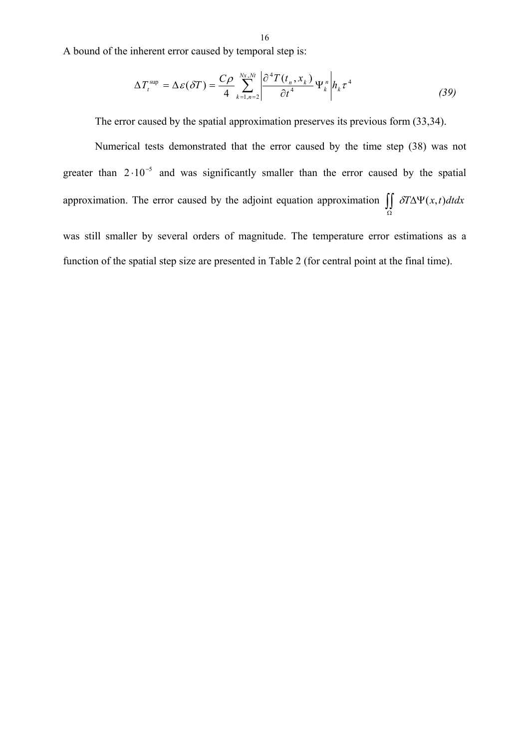A bound of the inherent error caused by temporal step is:

$$\Delta T_t^{\sup} = \Delta\varepsilon(\delta T) = \frac{C\rho}{4}\sum_{k=1,n=2}^{Nx,Nt}\left|\frac{\partial^4 T(t_n, x_k)}{\partial t^4}\Psi_k^n\right| h_k \tau^4 \tag{39}$$

The error caused by the spatial approximation preserves its previous form (33,34).

Numerical tests demonstrated that the error caused by the time step (38) was not greater than $2\cdot 10^{-5}$ and was significantly smaller than the error caused by the spatial approximation. The error caused by the adjoint equation approximation $\iint\limits_{\Omega} \delta T \Delta\Psi(x,t)dtdx$ was still smaller by several orders of magnitude. The temperature error estimations as a function of the spatial step size are presented in Table 2 (for central point at the final time).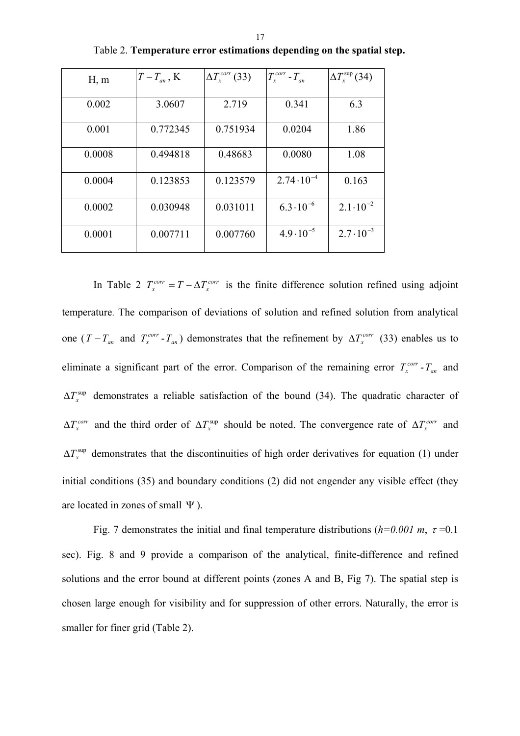Table 2. **Temperature error estimations depending on the spatial step.**

| H, m | $T - T_{an}$, K | $\Delta T_x^{corr}$ (33) | $T_x^{corr}$ - $T_{an}$ | $\Delta T_x^{\sup}$ (34) |
|---|---|---|---|---|
| 0.002 | 3.0607 | 2.719 | 0.341 | 6.3 |
| 0.001 | 0.772345 | 0.751934 | 0.0204 | 1.86 |
| 0.0008 | 0.494818 | 0.48683 | 0.0080 | 1.08 |
| 0.0004 | 0.123853 | 0.123579 | $2.74 \cdot 10^{-4}$ | 0.163 |
| 0.0002 | 0.030948 | 0.031011 | $6.3 \cdot 10^{-6}$ | $2.1 \cdot 10^{-2}$ |
| 0.0001 | 0.007711 | 0.007760 | $4.9 \cdot 10^{-5}$ | $2.7 \cdot 10^{-3}$ |

In Table 2 $T_x^{corr} = T - \Delta T_x^{corr}$ is the finite difference solution refined using adjoint temperature. The comparison of deviations of solution and refined solution from analytical one ($T - T_{an}$ and $T_x^{corr}$ - $T_{an}$) demonstrates that the refinement by $\Delta T_x^{corr}$ (33) enables us to eliminate a significant part of the error. Comparison of the remaining error $T_x^{corr}$ - $T_{an}$ and $\Delta T_x^{\sup}$ demonstrates a reliable satisfaction of the bound (34). The quadratic character of $\Delta T_x^{corr}$ and the third order of $\Delta T_x^{\sup}$ should be noted. The convergence rate of $\Delta T_x^{corr}$ and $\Delta T_x^{\sup}$ demonstrates that the discontinuities of high order derivatives for equation (1) under initial conditions (35) and boundary conditions (2) did not engender any visible effect (they are located in zones of small $\Psi$).

Fig. 7 demonstrates the initial and final temperature distributions (*h=0.001 m*, $\tau$=0.1 sec). Fig. 8 and 9 provide a comparison of the analytical, finite-difference and refined solutions and the error bound at different points (zones A and B, Fig 7). The spatial step is chosen large enough for visibility and for suppression of other errors. Naturally, the error is smaller for finer grid (Table 2).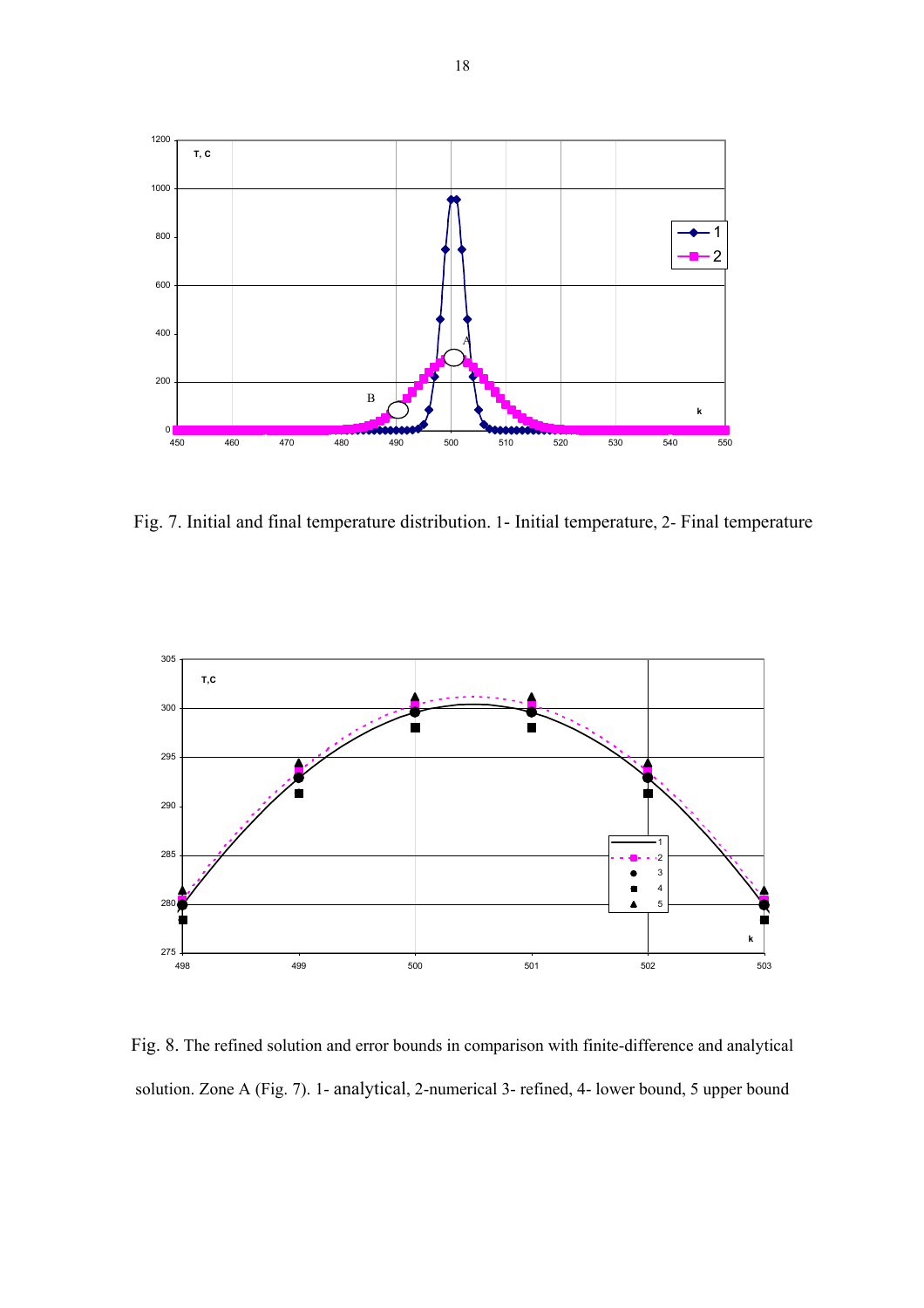Fig. 7. Initial and final temperature distribution. 1- Initial temperature, 2- Final temperature

Fig. 8. The refined solution and error bounds in comparison with finite-difference and analytical solution. Zone A (Fig. 7). 1- analytical, 2-numerical 3- refined, 4- lower bound, 5 upper bound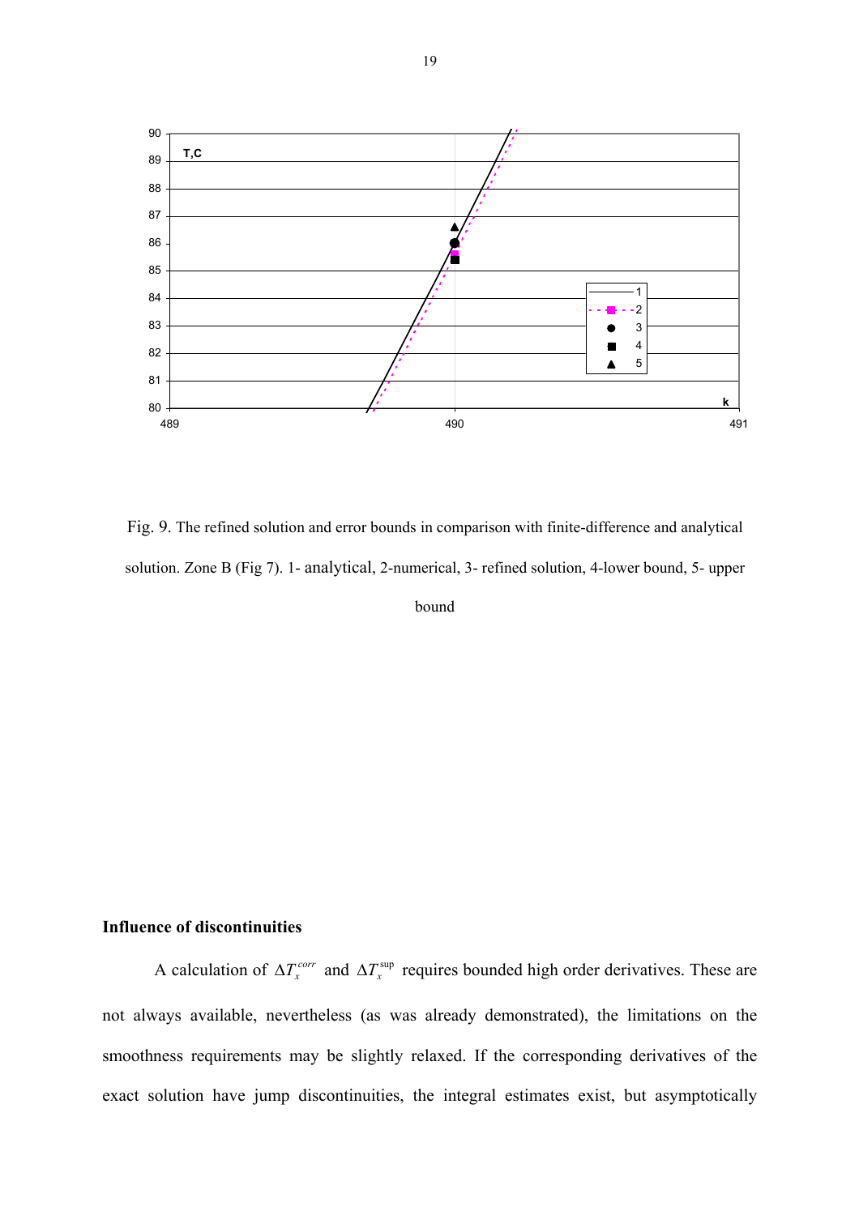Fig. 9. The refined solution and error bounds in comparison with finite-difference and analytical solution. Zone B (Fig 7). 1- analytical, 2-numerical, 3- refined solution, 4-lower bound, 5- upper bound

**Influence of discontinuities**

A calculation of $\Delta T_x^{corr}$ and $\Delta T_x^{\sup}$ requires bounded high order derivatives. These are not always available, nevertheless (as was already demonstrated), the limitations on the smoothness requirements may be slightly relaxed. If the corresponding derivatives of the exact solution have jump discontinuities, the integral estimates exist, but asymptotically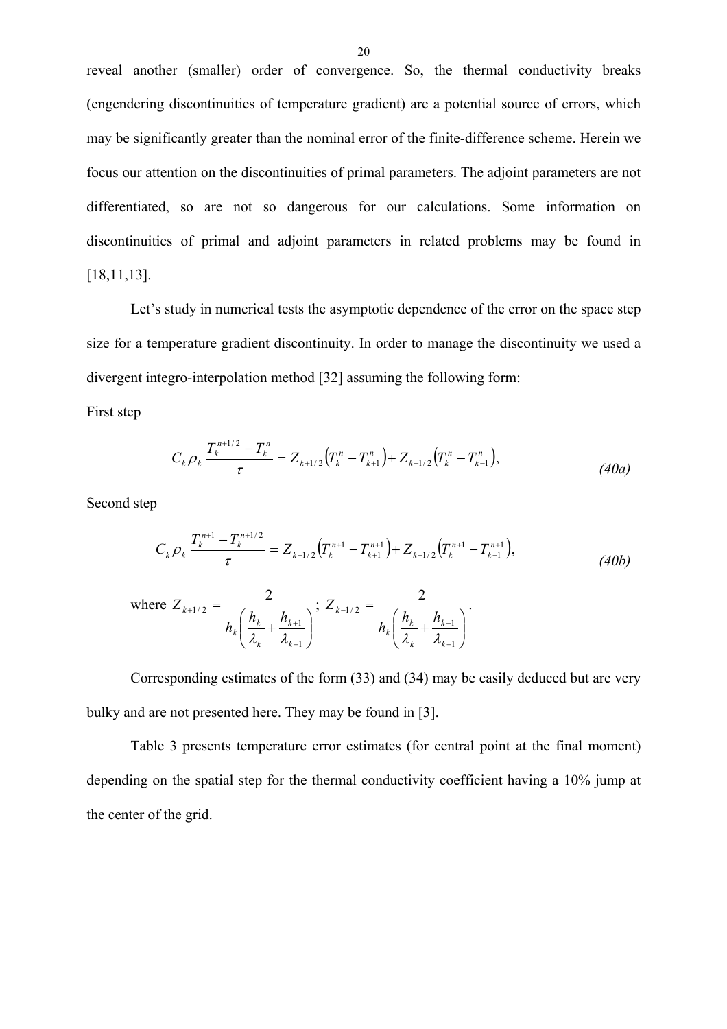reveal another (smaller) order of convergence. So, the thermal conductivity breaks (engendering discontinuities of temperature gradient) are a potential source of errors, which may be significantly greater than the nominal error of the finite-difference scheme. Herein we focus our attention on the discontinuities of primal parameters. The adjoint parameters are not differentiated, so are not so dangerous for our calculations. Some information on discontinuities of primal and adjoint parameters in related problems may be found in [18,11,13].

Let's study in numerical tests the asymptotic dependence of the error on the space step size for a temperature gradient discontinuity. In order to manage the discontinuity we used a divergent integro-interpolation method [32] assuming the following form:

First step

$$C_k \rho_k \frac{T_k^{n+1/2} - T_k^n}{\tau} = Z_{k+1/2}\left(T_k^n - T_{k+1}^n\right) + Z_{k-1/2}\left(T_k^n - T_{k-1}^n\right), \tag{40a}$$

Second step

$$C_k \rho_k \frac{T_k^{n+1} - T_k^{n+1/2}}{\tau} = Z_{k+1/2}\left(T_k^{n+1} - T_{k+1}^{n+1}\right) + Z_{k-1/2}\left(T_k^{n+1} - T_{k-1}^{n+1}\right), \tag{40b}$$

where $Z_{k+1/2} = \dfrac{2}{h_k\left(\dfrac{h_k}{\lambda_k} + \dfrac{h_{k+1}}{\lambda_{k+1}}\right)}$; $Z_{k-1/2} = \dfrac{2}{h_k\left(\dfrac{h_k}{\lambda_k} + \dfrac{h_{k-1}}{\lambda_{k-1}}\right)}$.

Corresponding estimates of the form (33) and (34) may be easily deduced but are very bulky and are not presented here. They may be found in [3].

Table 3 presents temperature error estimates (for central point at the final moment) depending on the spatial step for the thermal conductivity coefficient having a 10% jump at the center of the grid.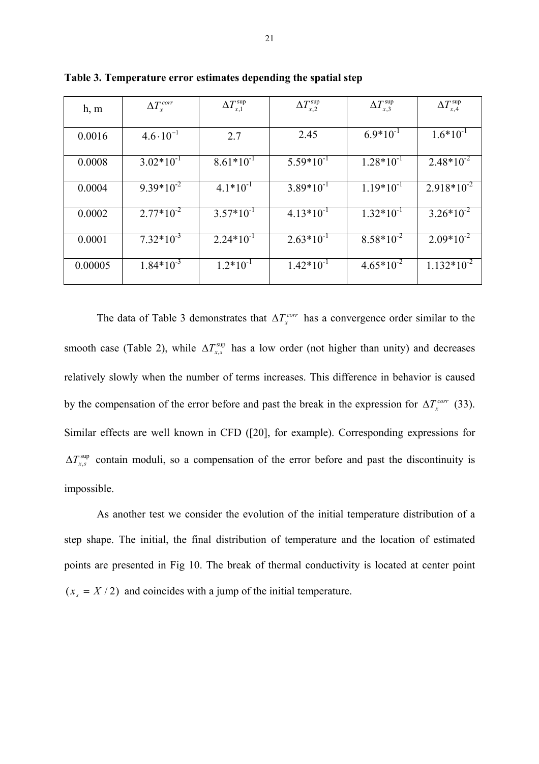**Table 3. Temperature error estimates depending the spatial step**

| h, m | $\Delta T_x^{corr}$ | $\Delta T_{x,1}^{\sup}$ | $\Delta T_{x,2}^{\sup}$ | $\Delta T_{x,3}^{\sup}$ | $\Delta T_{x,4}^{\sup}$ |
|---|---|---|---|---|---|
| 0.0016 | $4.6 \cdot 10^{-1}$ | 2.7 | 2.45 | $6.9*10^{-1}$ | $1.6*10^{-1}$ |
| 0.0008 | $3.02*10^{-1}$ | $8.61*10^{-1}$ | $5.59*10^{-1}$ | $1.28*10^{-1}$ | $2.48*10^{-2}$ |
| 0.0004 | $9.39*10^{-2}$ | $4.1*10^{-1}$ | $3.89*10^{-1}$ | $1.19*10^{-1}$ | $2.918*10^{-2}$ |
| 0.0002 | $2.77*10^{-2}$ | $3.57*10^{-1}$ | $4.13*10^{-1}$ | $1.32*10^{-1}$ | $3.26*10^{-2}$ |
| 0.0001 | $7.32*10^{-3}$ | $2.24*10^{-1}$ | $2.63*10^{-1}$ | $8.58*10^{-2}$ | $2.09*10^{-2}$ |
| 0.00005 | $1.84*10^{-3}$ | $1.2*10^{-1}$ | $1.42*10^{-1}$ | $4.65*10^{-2}$ | $1.132*10^{-2}$ |

The data of Table 3 demonstrates that $\Delta T_x^{corr}$ has a convergence order similar to the smooth case (Table 2), while $\Delta T_{x,s}^{\sup}$ has a low order (not higher than unity) and decreases relatively slowly when the number of terms increases. This difference in behavior is caused by the compensation of the error before and past the break in the expression for $\Delta T_x^{corr}$ (33). Similar effects are well known in CFD ([20], for example). Corresponding expressions for $\Delta T_{x,s}^{\sup}$ contain moduli, so a compensation of the error before and past the discontinuity is impossible.

As another test we consider the evolution of the initial temperature distribution of a step shape. The initial, the final distribution of temperature and the location of estimated points are presented in Fig 10. The break of thermal conductivity is located at center point $(x_s = X/2)$ and coincides with a jump of the initial temperature.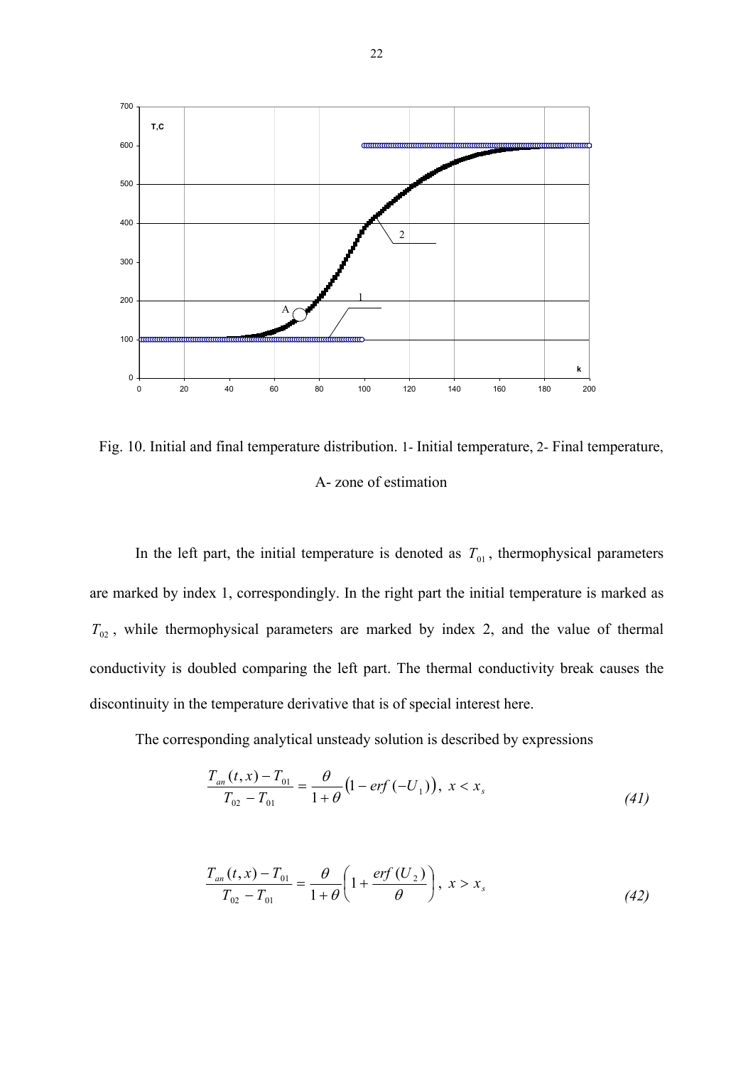Fig. 10. Initial and final temperature distribution. 1- Initial temperature, 2- Final temperature, A- zone of estimation

In the left part, the initial temperature is denoted as $T_{01}$, thermophysical parameters are marked by index 1, correspondingly. In the right part the initial temperature is marked as $T_{02}$, while thermophysical parameters are marked by index 2, and the value of thermal conductivity is doubled comparing the left part. The thermal conductivity break causes the discontinuity in the temperature derivative that is of special interest here.

The corresponding analytical unsteady solution is described by expressions

$$\frac{T_{an}(t,x)-T_{01}}{T_{02}-T_{01}} = \frac{\theta}{1+\theta}\left(1-erf\,(-U_1)\right),\ x < x_s \tag{41}$$

$$\frac{T_{an}(t,x)-T_{01}}{T_{02}-T_{01}} = \frac{\theta}{1+\theta}\left(1+\frac{erf\,(U_2)}{\theta}\right),\ x > x_s \tag{42}$$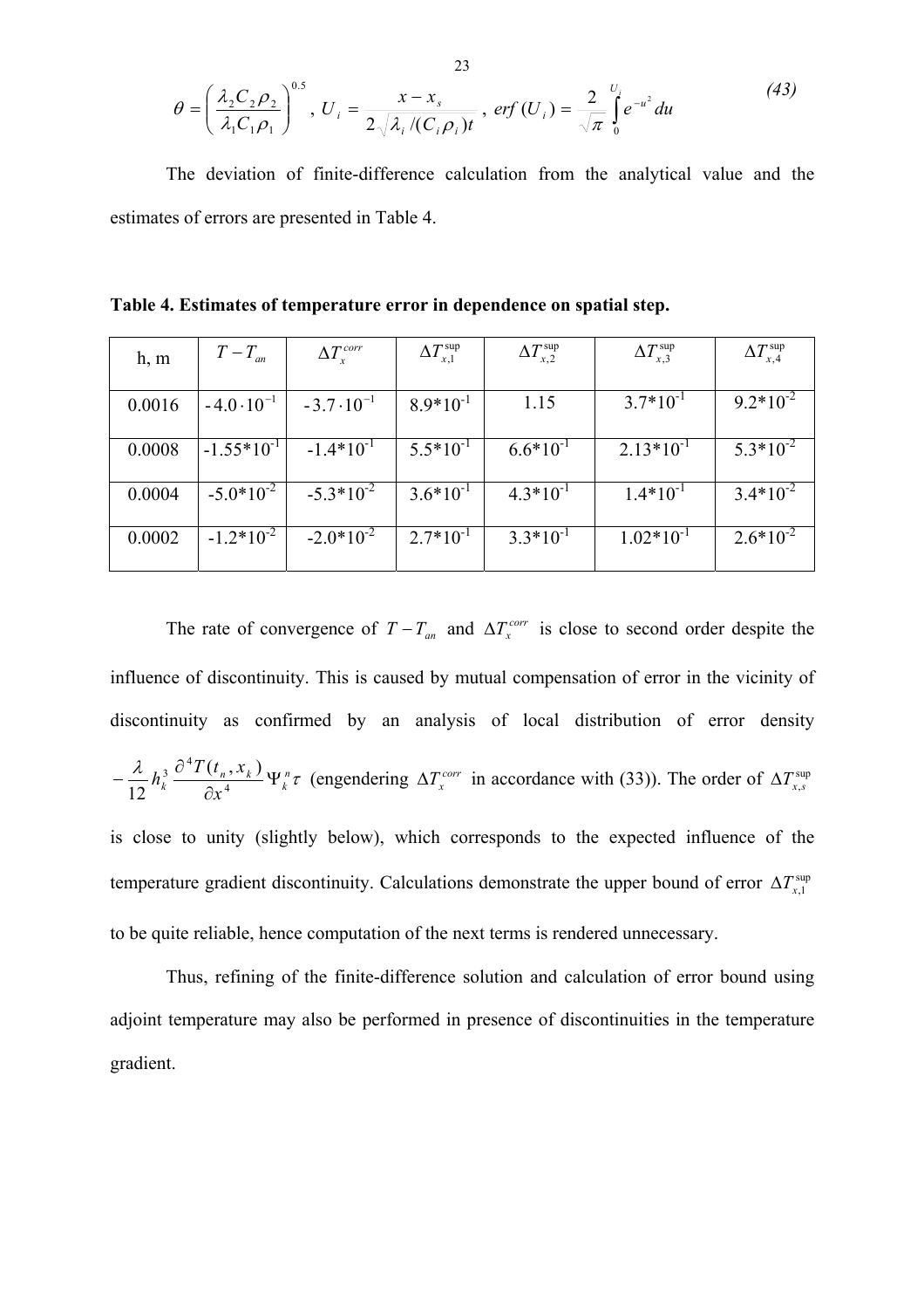$$\theta = \left( \frac{\lambda_2 C_2 \rho_2}{\lambda_1 C_1 \rho_1} \right)^{0.5}, \; U_i = \frac{x - x_s}{2\sqrt{\lambda_i / (C_i \rho_i) t}}, \; erf(U_i) = \frac{2}{\sqrt{\pi}} \int_0^{U_i} e^{-u^2} du \tag{43}$$

The deviation of finite-difference calculation from the analytical value and the estimates of errors are presented in Table 4.

**Table 4. Estimates of temperature error in dependence on spatial step.**

| h, m | $T - T_{an}$ | $\Delta T_x^{corr}$ | $\Delta T_{x,1}^{\sup}$ | $\Delta T_{x,2}^{\sup}$ | $\Delta T_{x,3}^{\sup}$ | $\Delta T_{x,4}^{\sup}$ |
|---|---|---|---|---|---|---|
| 0.0016 | $-4.0 \cdot 10^{-1}$ | $-3.7 \cdot 10^{-1}$ | $8.9 \cdot 10^{-1}$ | 1.15 | $3.7 \cdot 10^{-1}$ | $9.2 \cdot 10^{-2}$ |
| 0.0008 | $-1.55 \cdot 10^{-1}$ | $-1.4 \cdot 10^{-1}$ | $5.5 \cdot 10^{-1}$ | $6.6 \cdot 10^{-1}$ | $2.13 \cdot 10^{-1}$ | $5.3 \cdot 10^{-2}$ |
| 0.0004 | $-5.0 \cdot 10^{-2}$ | $-5.3 \cdot 10^{-2}$ | $3.6 \cdot 10^{-1}$ | $4.3 \cdot 10^{-1}$ | $1.4 \cdot 10^{-1}$ | $3.4 \cdot 10^{-2}$ |
| 0.0002 | $-1.2 \cdot 10^{-2}$ | $-2.0 \cdot 10^{-2}$ | $2.7 \cdot 10^{-1}$ | $3.3 \cdot 10^{-1}$ | $1.02 \cdot 10^{-1}$ | $2.6 \cdot 10^{-2}$ |

The rate of convergence of $T - T_{an}$ and $\Delta T_x^{corr}$ is close to second order despite the influence of discontinuity. This is caused by mutual compensation of error in the vicinity of discontinuity as confirmed by an analysis of local distribution of error density $-\frac{\lambda}{12} h_k^3 \frac{\partial^4 T(t_n, x_k)}{\partial x^4} \Psi_k^n \tau$ (engendering $\Delta T_x^{corr}$ in accordance with (33)). The order of $\Delta T_{x,s}^{\sup}$ is close to unity (slightly below), which corresponds to the expected influence of the temperature gradient discontinuity. Calculations demonstrate the upper bound of error $\Delta T_{x,1}^{\sup}$ to be quite reliable, hence computation of the next terms is rendered unnecessary.

Thus, refining of the finite-difference solution and calculation of error bound using adjoint temperature may also be performed in presence of discontinuities in the temperature gradient.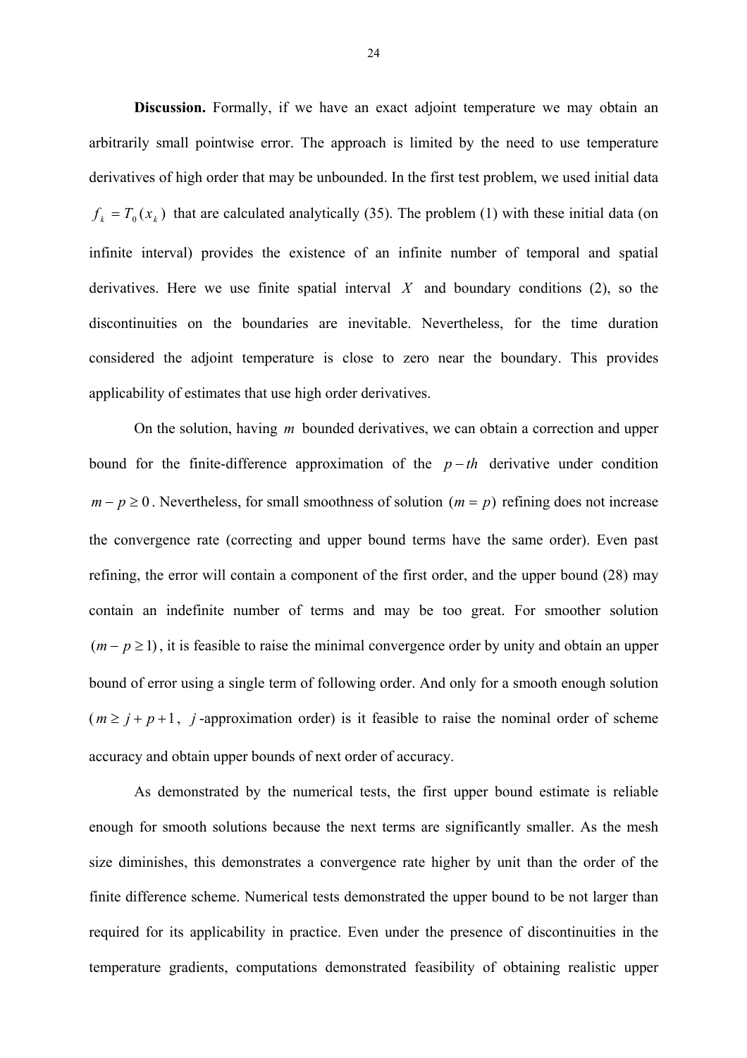**Discussion.** Formally, if we have an exact adjoint temperature we may obtain an arbitrarily small pointwise error. The approach is limited by the need to use temperature derivatives of high order that may be unbounded. In the first test problem, we used initial data $f_k = T_0(x_k)$ that are calculated analytically (35). The problem (1) with these initial data (on infinite interval) provides the existence of an infinite number of temporal and spatial derivatives. Here we use finite spatial interval $X$ and boundary conditions (2), so the discontinuities on the boundaries are inevitable. Nevertheless, for the time duration considered the adjoint temperature is close to zero near the boundary. This provides applicability of estimates that use high order derivatives.

On the solution, having $m$ bounded derivatives, we can obtain a correction and upper bound for the finite-difference approximation of the $p-th$ derivative under condition $m - p \geq 0$. Nevertheless, for small smoothness of solution $(m = p)$ refining does not increase the convergence rate (correcting and upper bound terms have the same order). Even past refining, the error will contain a component of the first order, and the upper bound (28) may contain an indefinite number of terms and may be too great. For smoother solution $(m - p \geq 1)$, it is feasible to raise the minimal convergence order by unity and obtain an upper bound of error using a single term of following order. And only for a smooth enough solution ($m \geq j + p + 1$, $j$-approximation order) is it feasible to raise the nominal order of scheme accuracy and obtain upper bounds of next order of accuracy.

As demonstrated by the numerical tests, the first upper bound estimate is reliable enough for smooth solutions because the next terms are significantly smaller. As the mesh size diminishes, this demonstrates a convergence rate higher by unit than the order of the finite difference scheme. Numerical tests demonstrated the upper bound to be not larger than required for its applicability in practice. Even under the presence of discontinuities in the temperature gradients, computations demonstrated feasibility of obtaining realistic upper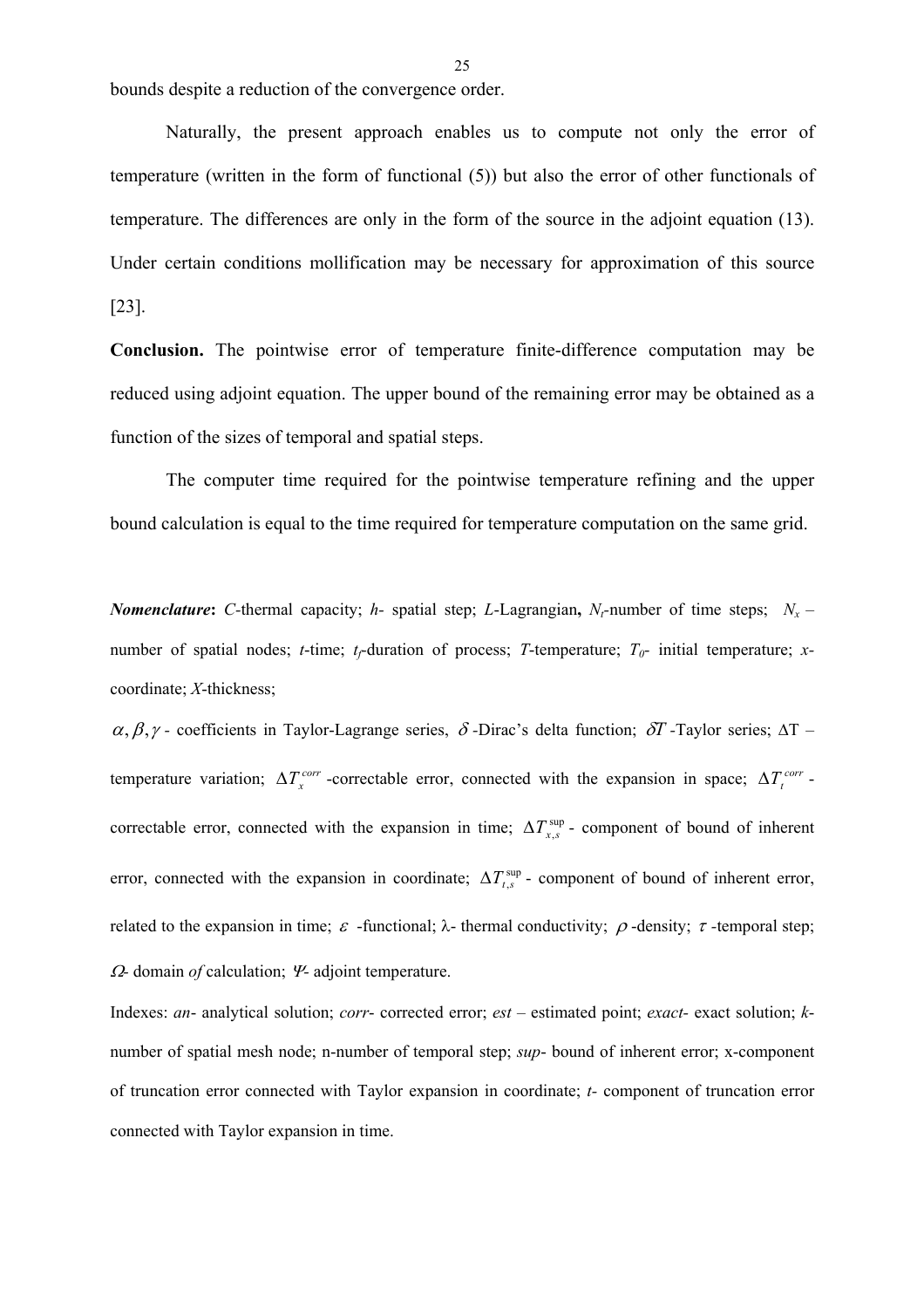bounds despite a reduction of the convergence order.

Naturally, the present approach enables us to compute not only the error of temperature (written in the form of functional (5)) but also the error of other functionals of temperature. The differences are only in the form of the source in the adjoint equation (13). Under certain conditions mollification may be necessary for approximation of this source [23].

**Conclusion.** The pointwise error of temperature finite-difference computation may be reduced using adjoint equation. The upper bound of the remaining error may be obtained as a function of the sizes of temporal and spatial steps.

The computer time required for the pointwise temperature refining and the upper bound calculation is equal to the time required for temperature computation on the same grid.

***Nomenclature*:** *C*-thermal capacity; *h*- spatial step; *L*-Lagrangian, $N_t$-number of time steps; $N_x$ – number of spatial nodes; *t*-time; $t_f$-duration of process; *T*-temperature; $T_0$- initial temperature; *x*-coordinate; *X*-thickness;

$\alpha, \beta, \gamma$ - coefficients in Taylor-Lagrange series, $\delta$ -Dirac's delta function; $\delta T$ -Taylor series; $\Delta T$ – temperature variation; $\Delta T_x^{corr}$ -correctable error, connected with the expansion in space; $\Delta T_t^{corr}$ - correctable error, connected with the expansion in time; $\Delta T_{x,s}^{\sup}$ - component of bound of inherent error, connected with the expansion in coordinate; $\Delta T_{t,s}^{\sup}$ - component of bound of inherent error, related to the expansion in time; $\varepsilon$ -functional; $\lambda$- thermal conductivity; $\rho$ -density; $\tau$ -temporal step; $\Omega$- domain *of* calculation; $\Psi$- adjoint temperature.

Indexes: *an*- analytical solution; *corr*- corrected error; *est* – estimated point; *exact*- exact solution; *k*-number of spatial mesh node; n-number of temporal step; *sup*- bound of inherent error; x-component of truncation error connected with Taylor expansion in coordinate; *t*- component of truncation error connected with Taylor expansion in time.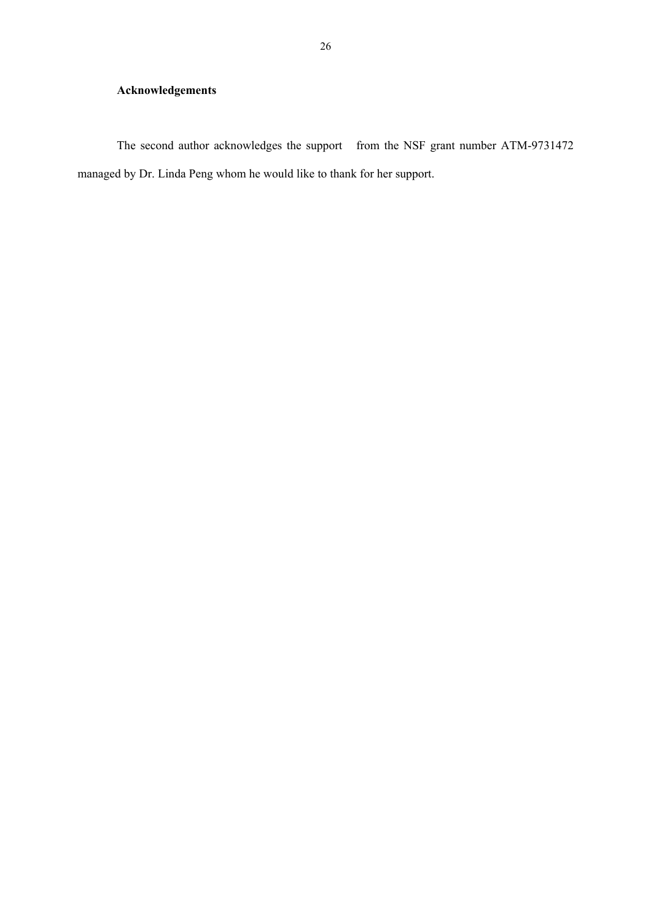## Acknowledgements

The second author acknowledges the support from the NSF grant number ATM-9731472 managed by Dr. Linda Peng whom he would like to thank for her support.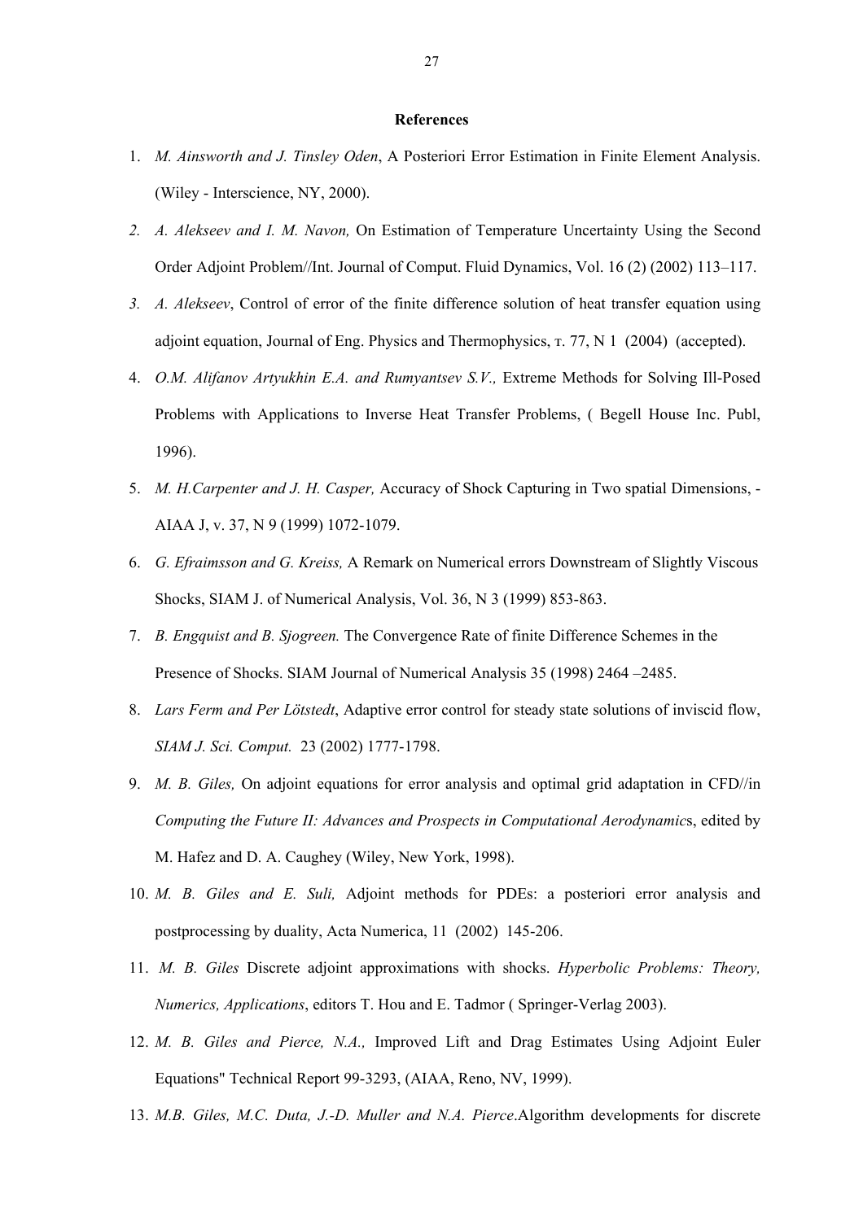**References**

1. *M. Ainsworth and J. Tinsley Oden*, A Posteriori Error Estimation in Finite Element Analysis. (Wiley - Interscience, NY, 2000).
2. *A. Alekseev and I. M. Navon,* On Estimation of Temperature Uncertainty Using the Second Order Adjoint Problem//Int. Journal of Comput. Fluid Dynamics, Vol. 16 (2) (2002) 113–117.
3. *A. Alekseev*, Control of error of the finite difference solution of heat transfer equation using adjoint equation, Journal of Eng. Physics and Thermophysics, т. 77, N 1 (2004) (accepted).
4. *O.M. Alifanov Artyukhin E.A. and Rumyantsev S.V.,* Extreme Methods for Solving Ill-Posed Problems with Applications to Inverse Heat Transfer Problems, ( Begell House Inc. Publ, 1996).
5. *M. H.Carpenter and J. H. Casper,* Accuracy of Shock Capturing in Two spatial Dimensions, - AIAA J, v. 37, N 9 (1999) 1072-1079.
6. *G. Efraimsson and G. Kreiss,* A Remark on Numerical errors Downstream of Slightly Viscous Shocks, SIAM J. of Numerical Analysis, Vol. 36, N 3 (1999) 853-863.
7. *B. Engquist and B. Sjogreen.* The Convergence Rate of finite Difference Schemes in the Presence of Shocks. SIAM Journal of Numerical Analysis 35 (1998) 2464 –2485.
8. *Lars Ferm and Per Lötstedt*, Adaptive error control for steady state solutions of inviscid flow, *SIAM J. Sci. Comput.* 23 (2002) 1777-1798.
9. *M. B. Giles,* On adjoint equations for error analysis and optimal grid adaptation in CFD//in *Computing the Future II: Advances and Prospects in Computational Aerodynamic*s, edited by M. Hafez and D. A. Caughey (Wiley, New York, 1998).
10. *M. B. Giles and E. Suli,* Adjoint methods for PDEs: a posteriori error analysis and postprocessing by duality, Acta Numerica, 11 (2002) 145-206.
11. *M. B. Giles* Discrete adjoint approximations with shocks. *Hyperbolic Problems: Theory, Numerics, Applications*, editors T. Hou and E. Tadmor ( Springer-Verlag 2003).
12. *M. B. Giles and Pierce, N.A.,* Improved Lift and Drag Estimates Using Adjoint Euler Equations" Technical Report 99-3293, (AIAA, Reno, NV, 1999).
13. *M.B. Giles, M.C. Duta, J.-D. Muller and N.A. Pierce*.Algorithm developments for discrete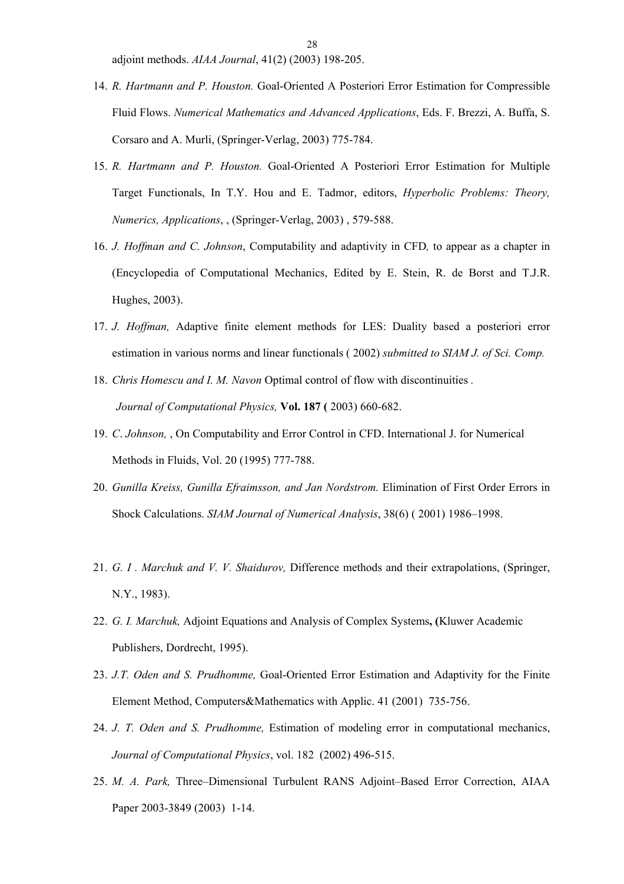adjoint methods. *AIAA Journal*, 41(2) (2003) 198-205.

14. *R. Hartmann and P. Houston.* Goal-Oriented A Posteriori Error Estimation for Compressible Fluid Flows. *Numerical Mathematics and Advanced Applications*, Eds. F. Brezzi, A. Buffa, S. Corsaro and A. Murli, (Springer-Verlag, 2003) 775-784.

15. *R. Hartmann and P. Houston.* Goal-Oriented A Posteriori Error Estimation for Multiple Target Functionals, In T.Y. Hou and E. Tadmor, editors, *Hyperbolic Problems: Theory, Numerics, Applications*, , (Springer-Verlag, 2003) , 579-588.

16. *J. Hoffman and C. Johnson*, Computability and adaptivity in CFD*,* to appear as a chapter in (Encyclopedia of Computational Mechanics, Edited by E. Stein, R. de Borst and T.J.R. Hughes, 2003).

17. *J. Hoffman,* Adaptive finite element methods for LES: Duality based a posteriori error estimation in various norms and linear functionals ( 2002) *submitted to SIAM J. of Sci. Comp.*

18. *Chris Homescu and I. M. Navon* Optimal control of flow with discontinuities . *Journal of Computational Physics,* **Vol. 187 (** 2003) 660-682.

19. *C*. *Johnson,* , On Computability and Error Control in CFD. International J. for Numerical Methods in Fluids, Vol. 20 (1995) 777-788.

20. *Gunilla Kreiss, Gunilla Efraimsson, and Jan Nordstrom.* Elimination of First Order Errors in Shock Calculations. *SIAM Journal of Numerical Analysis*, 38(6) ( 2001) 1986–1998.

21. *G. I . Marchuk and V. V. Shaidurov,* Difference methods and their extrapolations, (Springer, N.Y., 1983).

22. *G. I. Marchuk,* Adjoint Equations and Analysis of Complex Systems**, (**Kluwer Academic Publishers, Dordrecht, 1995).

23. *J.T. Oden and S. Prudhomme,* Goal-Oriented Error Estimation and Adaptivity for the Finite Element Method, Computers&Mathematics with Applic. 41 (2001) 735-756.

24. *J. T. Oden and S. Prudhomme,* Estimation of modeling error in computational mechanics, *Journal of Computational Physics*, vol. 182 (2002) 496-515.

25. *M. A. Park,* Three–Dimensional Turbulent RANS Adjoint–Based Error Correction, AIAA Paper 2003-3849 (2003) 1-14.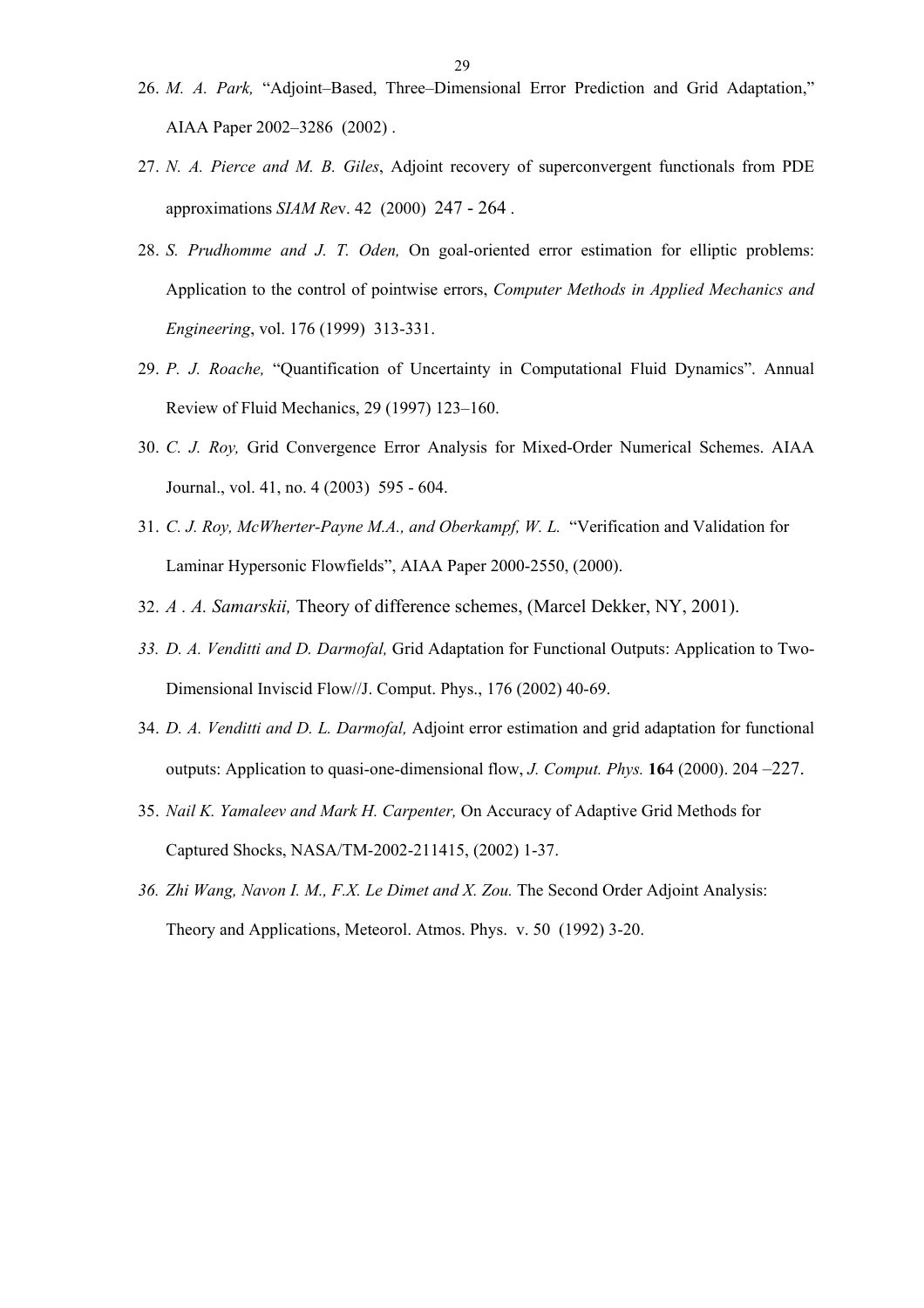26. *M. A. Park,* "Adjoint–Based, Three–Dimensional Error Prediction and Grid Adaptation," AIAA Paper 2002–3286 (2002) .

27. *N. A. Pierce and M. B. Giles*, Adjoint recovery of superconvergent functionals from PDE approximations *SIAM Re*v. 42 (2000) 247 - 264 .

28. *S. Prudhomme and J. T. Oden,* On goal-oriented error estimation for elliptic problems: Application to the control of pointwise errors, *Computer Methods in Applied Mechanics and Engineering*, vol. 176 (1999) 313-331.

29. *P. J. Roache,* "Quantification of Uncertainty in Computational Fluid Dynamics". Annual Review of Fluid Mechanics, 29 (1997) 123–160.

30. *C. J. Roy,* Grid Convergence Error Analysis for Mixed-Order Numerical Schemes. AIAA Journal., vol. 41, no. 4 (2003) 595 - 604.

31. *C. J. Roy, McWherter-Payne M.A., and Oberkampf, W. L.* "Verification and Validation for Laminar Hypersonic Flowfields", AIAA Paper 2000-2550, (2000).

32. *A . A. Samarskii,* Theory of difference schemes, (Marcel Dekker, NY, 2001).

33. *D. A. Venditti and D. Darmofal,* Grid Adaptation for Functional Outputs: Application to Two-Dimensional Inviscid Flow//J. Comput. Phys., 176 (2002) 40-69.

34. *D. A. Venditti and D. L. Darmofal,* Adjoint error estimation and grid adaptation for functional outputs: Application to quasi-one-dimensional flow, *J. Comput. Phys.* **16**4 (2000). 204 –227.

35. *Nail K. Yamaleev and Mark H. Carpenter,* On Accuracy of Adaptive Grid Methods for Captured Shocks, NASA/TM-2002-211415, (2002) 1-37.

36. *Zhi Wang, Navon I. M., F.X. Le Dimet and X. Zou.* The Second Order Adjoint Analysis: Theory and Applications, Meteorol. Atmos. Phys. v. 50 (1992) 3-20.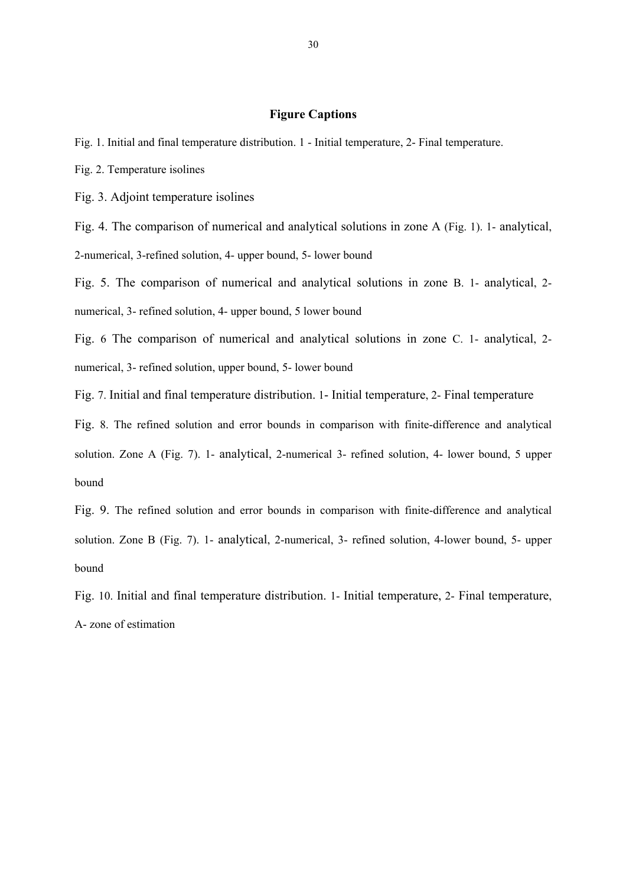## Figure Captions

Fig. 1. Initial and final temperature distribution. 1 - Initial temperature, 2- Final temperature.

Fig. 2. Temperature isolines

Fig. 3. Adjoint temperature isolines

Fig. 4. The comparison of numerical and analytical solutions in zone A (Fig. 1). 1- analytical, 2-numerical, 3-refined solution, 4- upper bound, 5- lower bound

Fig. 5. The comparison of numerical and analytical solutions in zone B. 1- analytical, 2-numerical, 3- refined solution, 4- upper bound, 5 lower bound

Fig. 6 The comparison of numerical and analytical solutions in zone C. 1- analytical, 2-numerical, 3- refined solution, upper bound, 5- lower bound

Fig. 7. Initial and final temperature distribution. 1- Initial temperature, 2- Final temperature

Fig. 8. The refined solution and error bounds in comparison with finite-difference and analytical solution. Zone A (Fig. 7). 1- analytical, 2-numerical 3- refined solution, 4- lower bound, 5 upper bound

Fig. 9. The refined solution and error bounds in comparison with finite-difference and analytical solution. Zone B (Fig. 7). 1- analytical, 2-numerical, 3- refined solution, 4-lower bound, 5- upper bound

Fig. 10. Initial and final temperature distribution. 1- Initial temperature, 2- Final temperature, A- zone of estimation